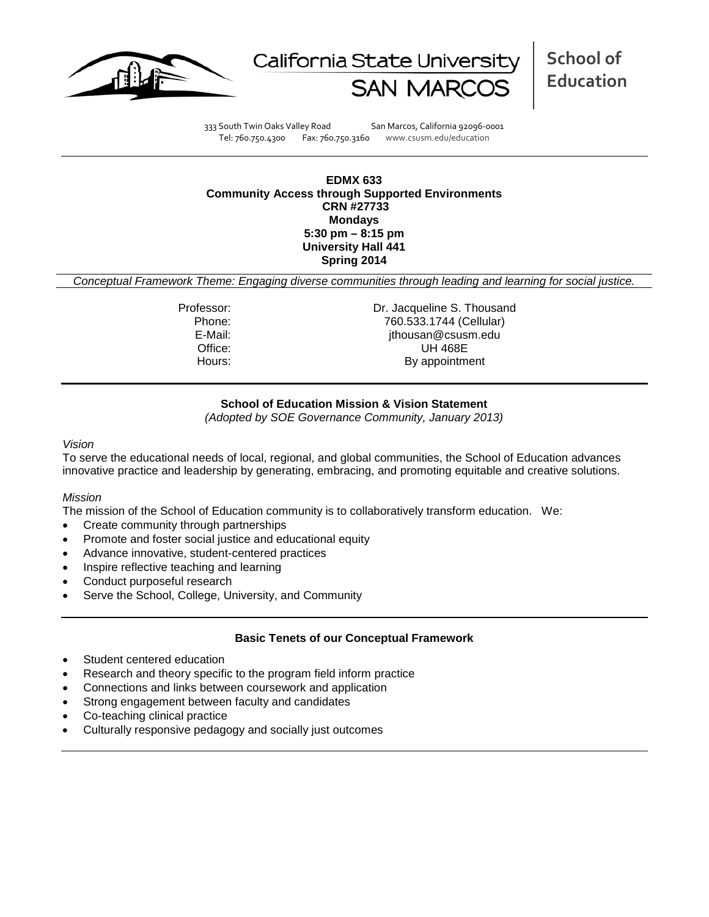California State University SAN MARCOS | School of Education

333 South Twin Oaks Valley Road San Marcos, California 92096-0001
Tel: 760.750.4300 Fax: 760.750.3160 www.csusm.edu/education

**EDMX 633**
**Community Access through Supported Environments**
**CRN #27733**
**Mondays**
**5:30 pm – 8:15 pm**
**University Hall 441**
**Spring 2014**

*Conceptual Framework Theme: Engaging diverse communities through leading and learning for social justice.*

| | |
|---|---|
| Professor: | Dr. Jacqueline S. Thousand |
| Phone: | 760.533.1744 (Cellular) |
| E-Mail: | jthousan@csusm.edu |
| Office: | UH 468E |
| Hours: | By appointment |

## School of Education Mission & Vision Statement

*(Adopted by SOE Governance Community, January 2013)*

*Vision*

To serve the educational needs of local, regional, and global communities, the School of Education advances innovative practice and leadership by generating, embracing, and promoting equitable and creative solutions.

*Mission*

The mission of the School of Education community is to collaboratively transform education. We:

- Create community through partnerships
- Promote and foster social justice and educational equity
- Advance innovative, student-centered practices
- Inspire reflective teaching and learning
- Conduct purposeful research
- Serve the School, College, University, and Community

## Basic Tenets of our Conceptual Framework

- Student centered education
- Research and theory specific to the program field inform practice
- Connections and links between coursework and application
- Strong engagement between faculty and candidates
- Co-teaching clinical practice
- Culturally responsive pedagogy and socially just outcomes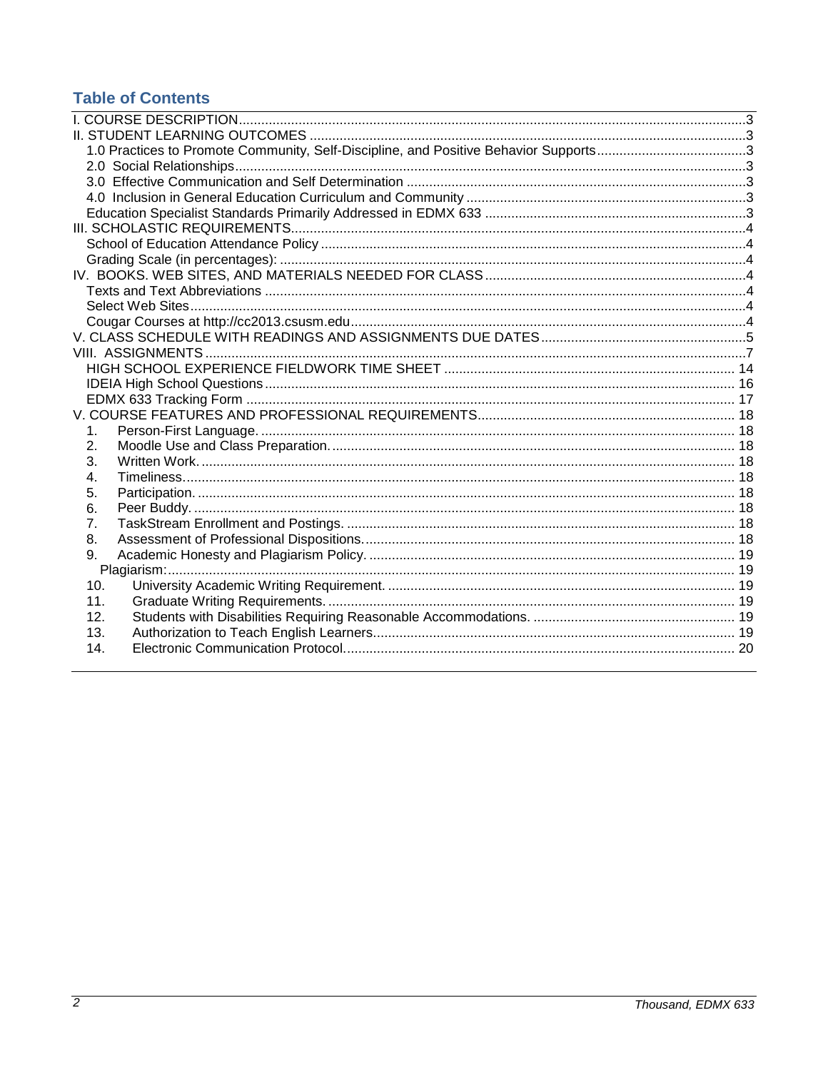## Table of Contents

I. COURSE DESCRIPTION .......... 3
II. STUDENT LEARNING OUTCOMES .......... 3
- 1.0 Practices to Promote Community, Self-Discipline, and Positive Behavior Supports .......... 3
- 2.0 Social Relationships .......... 3
- 3.0 Effective Communication and Self Determination .......... 3
- 4.0 Inclusion in General Education Curriculum and Community .......... 3
- Education Specialist Standards Primarily Addressed in EDMX 633 .......... 3

III. SCHOLASTIC REQUIREMENTS .......... 4
- School of Education Attendance Policy .......... 4
- Grading Scale (in percentages): .......... 4

IV. BOOKS. WEB SITES, AND MATERIALS NEEDED FOR CLASS .......... 4
- Texts and Text Abbreviations .......... 4
- Select Web Sites .......... 4
- Cougar Courses at http://cc2013.csusm.edu .......... 4

V. CLASS SCHEDULE WITH READINGS AND ASSIGNMENTS DUE DATES .......... 5
VIII. ASSIGNMENTS .......... 7
- HIGH SCHOOL EXPERIENCE FIELDWORK TIME SHEET .......... 14
- IDEIA High School Questions .......... 16
- EDMX 633 Tracking Form .......... 17

V. COURSE FEATURES AND PROFESSIONAL REQUIREMENTS .......... 18
1. Person-First Language. .......... 18
2. Moodle Use and Class Preparation. .......... 18
3. Written Work. .......... 18
4. Timeliness. .......... 18
5. Participation. .......... 18
6. Peer Buddy. .......... 18
7. TaskStream Enrollment and Postings. .......... 18
8. Assessment of Professional Dispositions. .......... 18
9. Academic Honesty and Plagiarism Policy. .......... 19
   - Plagiarism: .......... 19
10. University Academic Writing Requirement. .......... 19
11. Graduate Writing Requirements. .......... 19
12. Students with Disabilities Requiring Reasonable Accommodations. .......... 19
13. Authorization to Teach English Learners. .......... 19
14. Electronic Communication Protocol. .......... 20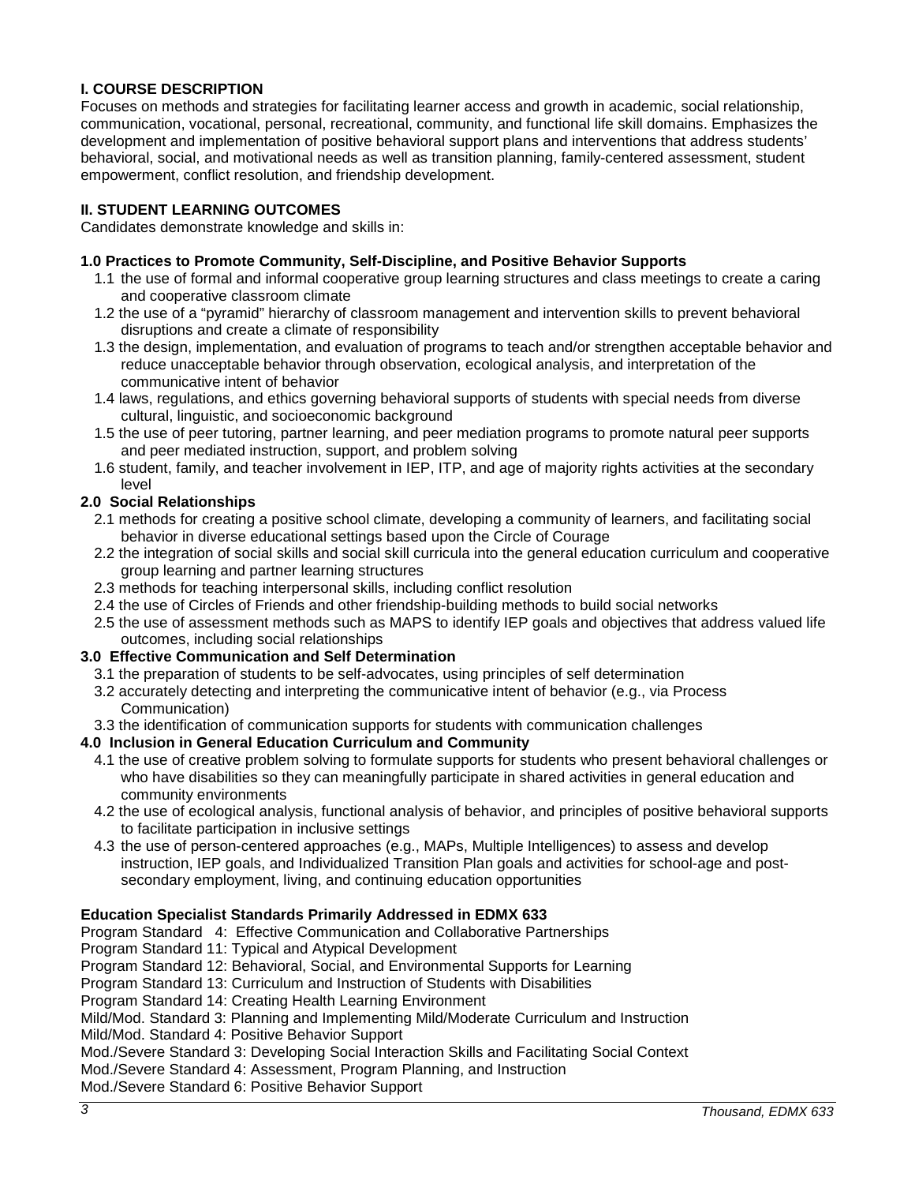## I. COURSE DESCRIPTION

Focuses on methods and strategies for facilitating learner access and growth in academic, social relationship, communication, vocational, personal, recreational, community, and functional life skill domains. Emphasizes the development and implementation of positive behavioral support plans and interventions that address students' behavioral, social, and motivational needs as well as transition planning, family-centered assessment, student empowerment, conflict resolution, and friendship development.

## II. STUDENT LEARNING OUTCOMES

Candidates demonstrate knowledge and skills in:

### 1.0 Practices to Promote Community, Self-Discipline, and Positive Behavior Supports

- 1.1 the use of formal and informal cooperative group learning structures and class meetings to create a caring and cooperative classroom climate
- 1.2 the use of a "pyramid" hierarchy of classroom management and intervention skills to prevent behavioral disruptions and create a climate of responsibility
- 1.3 the design, implementation, and evaluation of programs to teach and/or strengthen acceptable behavior and reduce unacceptable behavior through observation, ecological analysis, and interpretation of the communicative intent of behavior
- 1.4 laws, regulations, and ethics governing behavioral supports of students with special needs from diverse cultural, linguistic, and socioeconomic background
- 1.5 the use of peer tutoring, partner learning, and peer mediation programs to promote natural peer supports and peer mediated instruction, support, and problem solving
- 1.6 student, family, and teacher involvement in IEP, ITP, and age of majority rights activities at the secondary level

### 2.0 Social Relationships

- 2.1 methods for creating a positive school climate, developing a community of learners, and facilitating social behavior in diverse educational settings based upon the Circle of Courage
- 2.2 the integration of social skills and social skill curricula into the general education curriculum and cooperative group learning and partner learning structures
- 2.3 methods for teaching interpersonal skills, including conflict resolution
- 2.4 the use of Circles of Friends and other friendship-building methods to build social networks
- 2.5 the use of assessment methods such as MAPS to identify IEP goals and objectives that address valued life outcomes, including social relationships

### 3.0 Effective Communication and Self Determination

- 3.1 the preparation of students to be self-advocates, using principles of self determination
- 3.2 accurately detecting and interpreting the communicative intent of behavior (e.g., via Process Communication)
- 3.3 the identification of communication supports for students with communication challenges

### 4.0 Inclusion in General Education Curriculum and Community

- 4.1 the use of creative problem solving to formulate supports for students who present behavioral challenges or who have disabilities so they can meaningfully participate in shared activities in general education and community environments
- 4.2 the use of ecological analysis, functional analysis of behavior, and principles of positive behavioral supports to facilitate participation in inclusive settings
- 4.3 the use of person-centered approaches (e.g., MAPs, Multiple Intelligences) to assess and develop instruction, IEP goals, and Individualized Transition Plan goals and activities for school-age and post-secondary employment, living, and continuing education opportunities

### Education Specialist Standards Primarily Addressed in EDMX 633

Program Standard 4: Effective Communication and Collaborative Partnerships
Program Standard 11: Typical and Atypical Development
Program Standard 12: Behavioral, Social, and Environmental Supports for Learning
Program Standard 13: Curriculum and Instruction of Students with Disabilities
Program Standard 14: Creating Health Learning Environment
Mild/Mod. Standard 3: Planning and Implementing Mild/Moderate Curriculum and Instruction
Mild/Mod. Standard 4: Positive Behavior Support
Mod./Severe Standard 3: Developing Social Interaction Skills and Facilitating Social Context
Mod./Severe Standard 4: Assessment, Program Planning, and Instruction
Mod./Severe Standard 6: Positive Behavior Support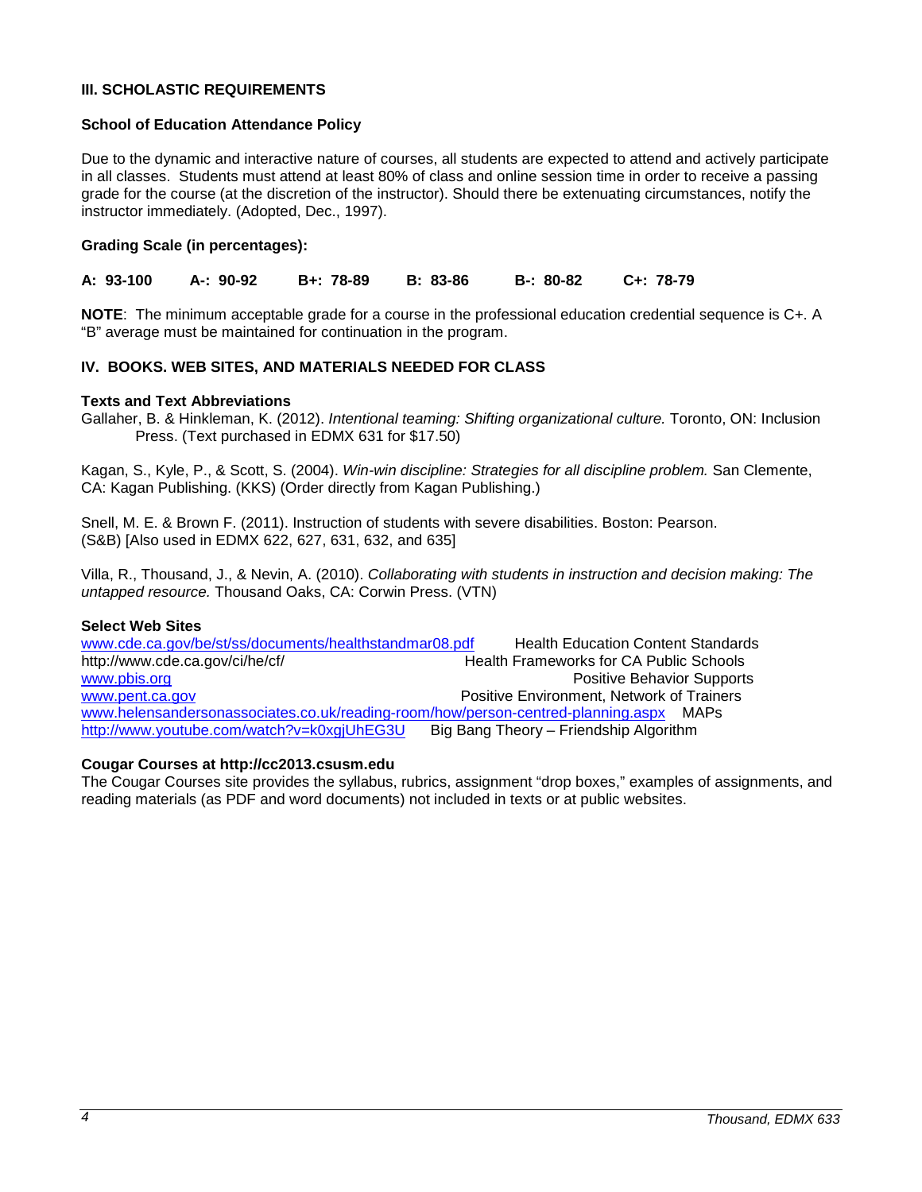### III. SCHOLASTIC REQUIREMENTS

**School of Education Attendance Policy**

Due to the dynamic and interactive nature of courses, all students are expected to attend and actively participate in all classes. Students must attend at least 80% of class and online session time in order to receive a passing grade for the course (at the discretion of the instructor). Should there be extenuating circumstances, notify the instructor immediately. (Adopted, Dec., 1997).

**Grading Scale (in percentages):**

**A: 93-100 A-: 90-92 B+: 78-89 B: 83-86 B-: 80-82 C+: 78-79**

**NOTE**: The minimum acceptable grade for a course in the professional education credential sequence is C+. A "B" average must be maintained for continuation in the program.

### IV. BOOKS. WEB SITES, AND MATERIALS NEEDED FOR CLASS

**Texts and Text Abbreviations**

Gallaher, B. & Hinkleman, K. (2012). *Intentional teaming: Shifting organizational culture.* Toronto, ON: Inclusion Press. (Text purchased in EDMX 631 for $17.50)

Kagan, S., Kyle, P., & Scott, S. (2004). *Win-win discipline: Strategies for all discipline problem.* San Clemente, CA: Kagan Publishing. (KKS) (Order directly from Kagan Publishing.)

Snell, M. E. & Brown F. (2011). Instruction of students with severe disabilities. Boston: Pearson. (S&B) [Also used in EDMX 622, 627, 631, 632, and 635]

Villa, R., Thousand, J., & Nevin, A. (2010). *Collaborating with students in instruction and decision making: The untapped resource.* Thousand Oaks, CA: Corwin Press. (VTN)

**Select Web Sites**

www.cde.ca.gov/be/st/ss/documents/healthstandmar08.pdf Health Education Content Standards
http://www.cde.ca.gov/ci/he/cf/ Health Frameworks for CA Public Schools
www.pbis.org Positive Behavior Supports
www.pent.ca.gov Positive Environment, Network of Trainers
www.helensandersonassociates.co.uk/reading-room/how/person-centred-planning.aspx MAPs
http://www.youtube.com/watch?v=k0xgjUhEG3U Big Bang Theory – Friendship Algorithm

**Cougar Courses at http://cc2013.csusm.edu**

The Cougar Courses site provides the syllabus, rubrics, assignment "drop boxes," examples of assignments, and reading materials (as PDF and word documents) not included in texts or at public websites.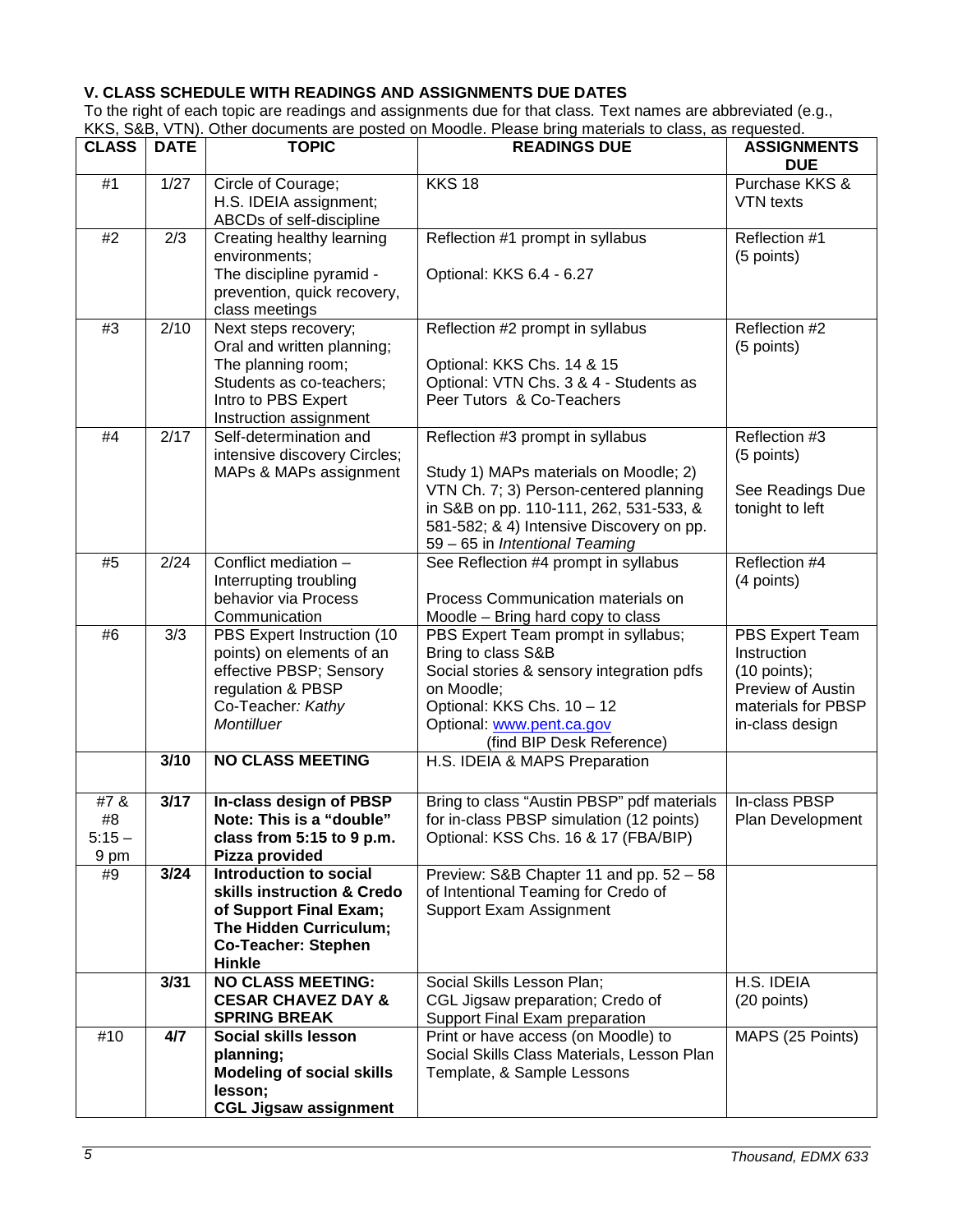### V. CLASS SCHEDULE WITH READINGS AND ASSIGNMENTS DUE DATES

To the right of each topic are readings and assignments due for that class. Text names are abbreviated (e.g., KKS, S&B, VTN). Other documents are posted on Moodle. Please bring materials to class, as requested.

| CLASS | DATE | TOPIC | READINGS DUE | ASSIGNMENTS DUE |
|---|---|---|---|---|
| #1 | 1/27 | Circle of Courage; H.S. IDEIA assignment; ABCDs of self-discipline | KKS 18 | Purchase KKS & VTN texts |
| #2 | 2/3 | Creating healthy learning environments; The discipline pyramid - prevention, quick recovery, class meetings | Reflection #1 prompt in syllabus<br><br>Optional: KKS 6.4 - 6.27 | Reflection #1 (5 points) |
| #3 | 2/10 | Next steps recovery; Oral and written planning; The planning room; Students as co-teachers; Intro to PBS Expert Instruction assignment | Reflection #2 prompt in syllabus<br><br>Optional: KKS Chs. 14 & 15<br>Optional: VTN Chs. 3 & 4 - Students as Peer Tutors & Co-Teachers | Reflection #2 (5 points) |
| #4 | 2/17 | Self-determination and intensive discovery Circles; MAPs & MAPs assignment | Reflection #3 prompt in syllabus<br><br>Study 1) MAPs materials on Moodle; 2) VTN Ch. 7; 3) Person-centered planning in S&B on pp. 110-111, 262, 531-533, & 581-582; & 4) Intensive Discovery on pp. 59 – 65 in *Intentional Teaming* | Reflection #3 (5 points)<br><br>See Readings Due tonight to left |
| #5 | 2/24 | Conflict mediation – Interrupting troubling behavior via Process Communication | See Reflection #4 prompt in syllabus<br><br>Process Communication materials on Moodle – Bring hard copy to class | Reflection #4 (4 points) |
| #6 | 3/3 | PBS Expert Instruction (10 points) on elements of an effective PBSP; Sensory regulation & PBSP Co-Teacher*: Kathy Montilluer* | PBS Expert Team prompt in syllabus; Bring to class S&B<br>Social stories & sensory integration pdfs on Moodle;<br>Optional: KKS Chs. 10 – 12<br>Optional: www.pent.ca.gov (find BIP Desk Reference) | PBS Expert Team Instruction (10 points); Preview of Austin materials for PBSP in-class design |
| | **3/10** | **NO CLASS MEETING** | H.S. IDEIA & MAPS Preparation | |
| #7 & #8 5:15 – 9 pm | **3/17** | **In-class design of PBSP Note: This is a "double" class from 5:15 to 9 p.m. Pizza provided** | Bring to class "Austin PBSP" pdf materials for in-class PBSP simulation (12 points)<br>Optional: KSS Chs. 16 & 17 (FBA/BIP) | In-class PBSP Plan Development |
| #9 | **3/24** | **Introduction to social skills instruction & Credo of Support Final Exam; The Hidden Curriculum; Co-Teacher: Stephen Hinkle** | Preview: S&B Chapter 11 and pp. 52 – 58 of Intentional Teaming for Credo of Support Exam Assignment | |
| | **3/31** | **NO CLASS MEETING: CESAR CHAVEZ DAY & SPRING BREAK** | Social Skills Lesson Plan; CGL Jigsaw preparation; Credo of Support Final Exam preparation | H.S. IDEIA (20 points) |
| #10 | **4/7** | **Social skills lesson planning; Modeling of social skills lesson; CGL Jigsaw assignment** | Print or have access (on Moodle) to Social Skills Class Materials, Lesson Plan Template, & Sample Lessons | MAPS (25 Points) |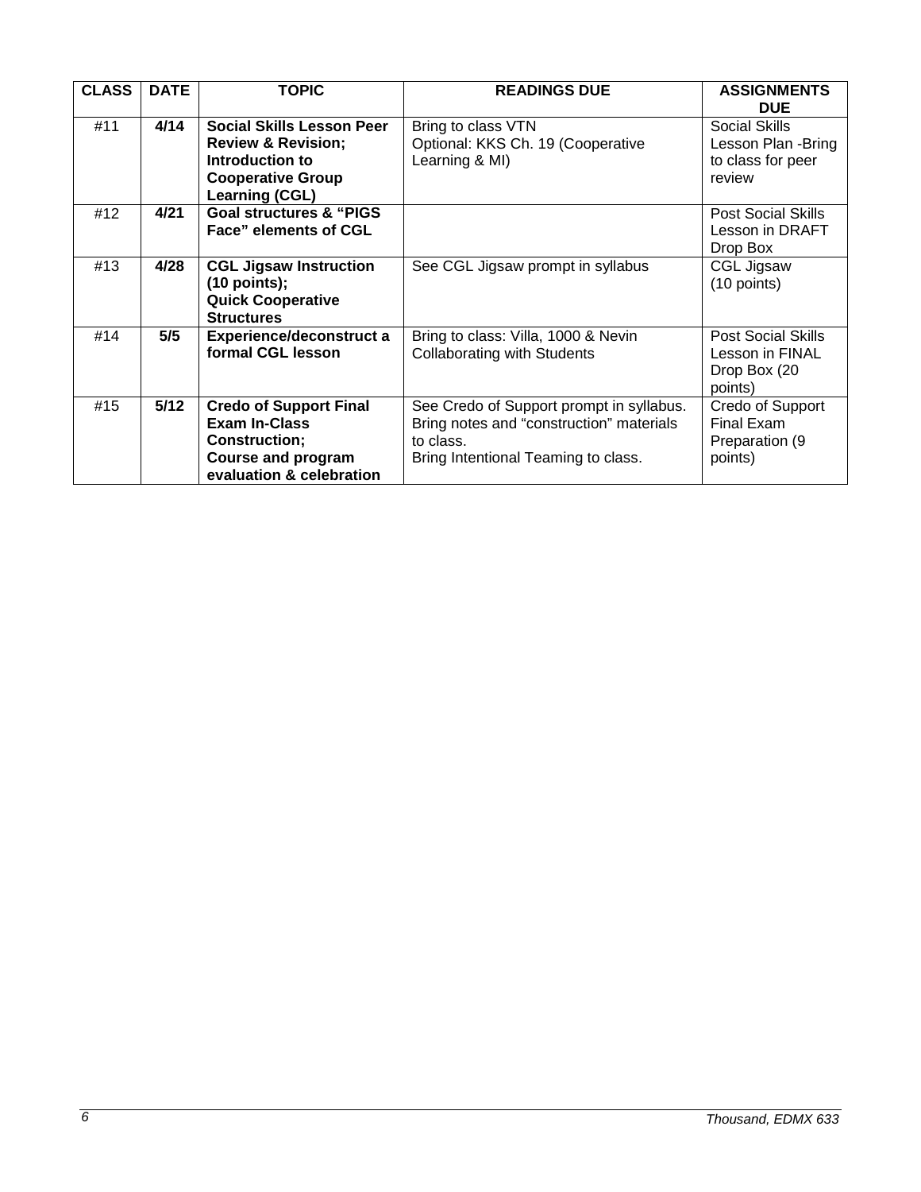| CLASS | DATE | TOPIC | READINGS DUE | ASSIGNMENTS DUE |
|---|---|---|---|---|
| #11 | **4/14** | **Social Skills Lesson Peer Review & Revision; Introduction to Cooperative Group Learning (CGL)** | Bring to class VTN<br>Optional: KKS Ch. 19 (Cooperative Learning & MI) | Social Skills Lesson Plan -Bring to class for peer review |
| #12 | **4/21** | **Goal structures & "PIGS Face" elements of CGL** | | Post Social Skills Lesson in DRAFT Drop Box |
| #13 | **4/28** | **CGL Jigsaw Instruction (10 points); Quick Cooperative Structures** | See CGL Jigsaw prompt in syllabus | CGL Jigsaw (10 points) |
| #14 | **5/5** | **Experience/deconstruct a formal CGL lesson** | Bring to class: Villa, 1000 & Nevin Collaborating with Students | Post Social Skills Lesson in FINAL Drop Box (20 points) |
| #15 | **5/12** | **Credo of Support Final Exam In-Class Construction; Course and program evaluation & celebration** | See Credo of Support prompt in syllabus. Bring notes and "construction" materials to class.<br>Bring Intentional Teaming to class. | Credo of Support Final Exam Preparation (9 points) |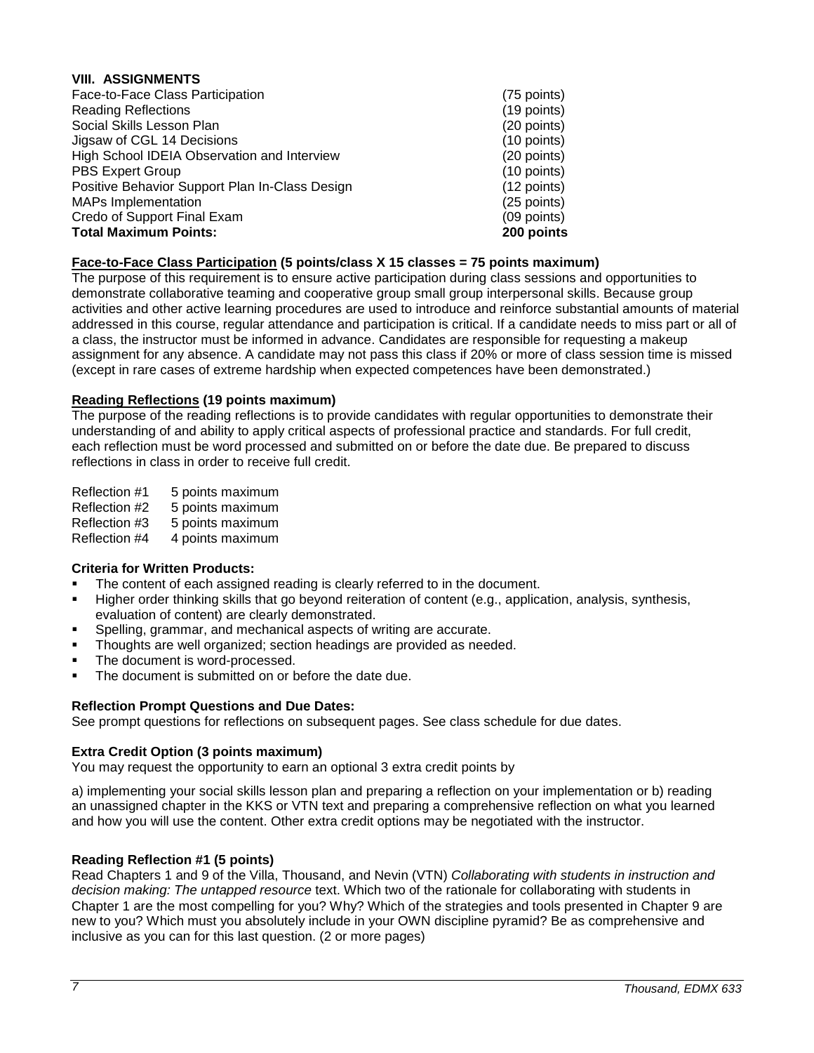## VIII. ASSIGNMENTS

| Assignment | Points |
|---|---|
| Face-to-Face Class Participation | (75 points) |
| Reading Reflections | (19 points) |
| Social Skills Lesson Plan | (20 points) |
| Jigsaw of CGL 14 Decisions | (10 points) |
| High School IDEIA Observation and Interview | (20 points) |
| PBS Expert Group | (10 points) |
| Positive Behavior Support Plan In-Class Design | (12 points) |
| MAPs Implementation | (25 points) |
| Credo of Support Final Exam | (09 points) |
| **Total Maximum Points:** | **200 points** |

**<u>Face-to-Face Class Participation</u> (5 points/class X 15 classes = 75 points maximum)**

The purpose of this requirement is to ensure active participation during class sessions and opportunities to demonstrate collaborative teaming and cooperative group small group interpersonal skills. Because group activities and other active learning procedures are used to introduce and reinforce substantial amounts of material addressed in this course, regular attendance and participation is critical. If a candidate needs to miss part or all of a class, the instructor must be informed in advance. Candidates are responsible for requesting a makeup assignment for any absence. A candidate may not pass this class if 20% or more of class session time is missed (except in rare cases of extreme hardship when expected competences have been demonstrated.)

**<u>Reading Reflections</u> (19 points maximum)**

The purpose of the reading reflections is to provide candidates with regular opportunities to demonstrate their understanding of and ability to apply critical aspects of professional practice and standards. For full credit, each reflection must be word processed and submitted on or before the date due. Be prepared to discuss reflections in class in order to receive full credit.

| | |
|---|---|
| Reflection #1 | 5 points maximum |
| Reflection #2 | 5 points maximum |
| Reflection #3 | 5 points maximum |
| Reflection #4 | 4 points maximum |

**Criteria for Written Products:**

- The content of each assigned reading is clearly referred to in the document.
- Higher order thinking skills that go beyond reiteration of content (e.g., application, analysis, synthesis, evaluation of content) are clearly demonstrated.
- Spelling, grammar, and mechanical aspects of writing are accurate.
- Thoughts are well organized; section headings are provided as needed.
- The document is word-processed.
- The document is submitted on or before the date due.

**Reflection Prompt Questions and Due Dates:**

See prompt questions for reflections on subsequent pages. See class schedule for due dates.

**Extra Credit Option (3 points maximum)**

You may request the opportunity to earn an optional 3 extra credit points by

a) implementing your social skills lesson plan and preparing a reflection on your implementation or b) reading an unassigned chapter in the KKS or VTN text and preparing a comprehensive reflection on what you learned and how you will use the content. Other extra credit options may be negotiated with the instructor.

**Reading Reflection #1 (5 points)**

Read Chapters 1 and 9 of the Villa, Thousand, and Nevin (VTN) *Collaborating with students in instruction and decision making: The untapped resource* text. Which two of the rationale for collaborating with students in Chapter 1 are the most compelling for you? Why? Which of the strategies and tools presented in Chapter 9 are new to you? Which must you absolutely include in your OWN discipline pyramid? Be as comprehensive and inclusive as you can for this last question. (2 or more pages)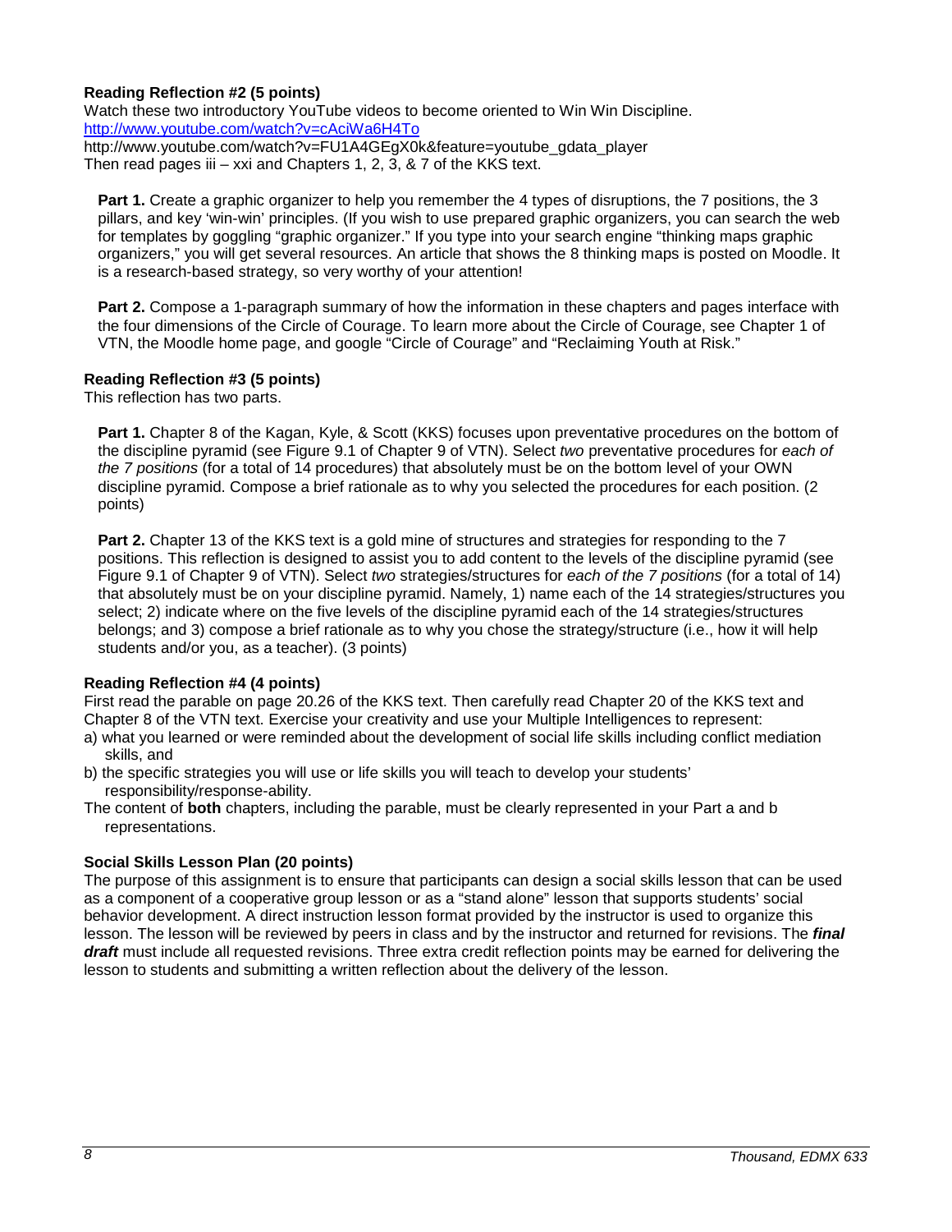**Reading Reflection #2 (5 points)**
Watch these two introductory YouTube videos to become oriented to Win Win Discipline.
http://www.youtube.com/watch?v=cAciWa6H4To
http://www.youtube.com/watch?v=FU1A4GEgX0k&feature=youtube_gdata_player
Then read pages iii – xxi and Chapters 1, 2, 3, & 7 of the KKS text.

**Part 1.** Create a graphic organizer to help you remember the 4 types of disruptions, the 7 positions, the 3 pillars, and key 'win-win' principles. (If you wish to use prepared graphic organizers, you can search the web for templates by goggling "graphic organizer." If you type into your search engine "thinking maps graphic organizers," you will get several resources. An article that shows the 8 thinking maps is posted on Moodle. It is a research-based strategy, so very worthy of your attention!

**Part 2.** Compose a 1-paragraph summary of how the information in these chapters and pages interface with the four dimensions of the Circle of Courage. To learn more about the Circle of Courage, see Chapter 1 of VTN, the Moodle home page, and google "Circle of Courage" and "Reclaiming Youth at Risk."

**Reading Reflection #3 (5 points)**
This reflection has two parts.

**Part 1.** Chapter 8 of the Kagan, Kyle, & Scott (KKS) focuses upon preventative procedures on the bottom of the discipline pyramid (see Figure 9.1 of Chapter 9 of VTN). Select *two* preventative procedures for *each of the 7 positions* (for a total of 14 procedures) that absolutely must be on the bottom level of your OWN discipline pyramid. Compose a brief rationale as to why you selected the procedures for each position. (2 points)

**Part 2.** Chapter 13 of the KKS text is a gold mine of structures and strategies for responding to the 7 positions. This reflection is designed to assist you to add content to the levels of the discipline pyramid (see Figure 9.1 of Chapter 9 of VTN). Select *two* strategies/structures for *each of the 7 positions* (for a total of 14) that absolutely must be on your discipline pyramid. Namely, 1) name each of the 14 strategies/structures you select; 2) indicate where on the five levels of the discipline pyramid each of the 14 strategies/structures belongs; and 3) compose a brief rationale as to why you chose the strategy/structure (i.e., how it will help students and/or you, as a teacher). (3 points)

**Reading Reflection #4 (4 points)**
First read the parable on page 20.26 of the KKS text. Then carefully read Chapter 20 of the KKS text and Chapter 8 of the VTN text. Exercise your creativity and use your Multiple Intelligences to represent:

a) what you learned or were reminded about the development of social life skills including conflict mediation skills, and
b) the specific strategies you will use or life skills you will teach to develop your students' responsibility/response-ability.

The content of **both** chapters, including the parable, must be clearly represented in your Part a and b representations.

**Social Skills Lesson Plan (20 points)**
The purpose of this assignment is to ensure that participants can design a social skills lesson that can be used as a component of a cooperative group lesson or as a "stand alone" lesson that supports students' social behavior development. A direct instruction lesson format provided by the instructor is used to organize this lesson. The lesson will be reviewed by peers in class and by the instructor and returned for revisions. The ***final draft*** must include all requested revisions. Three extra credit reflection points may be earned for delivering the lesson to students and submitting a written reflection about the delivery of the lesson.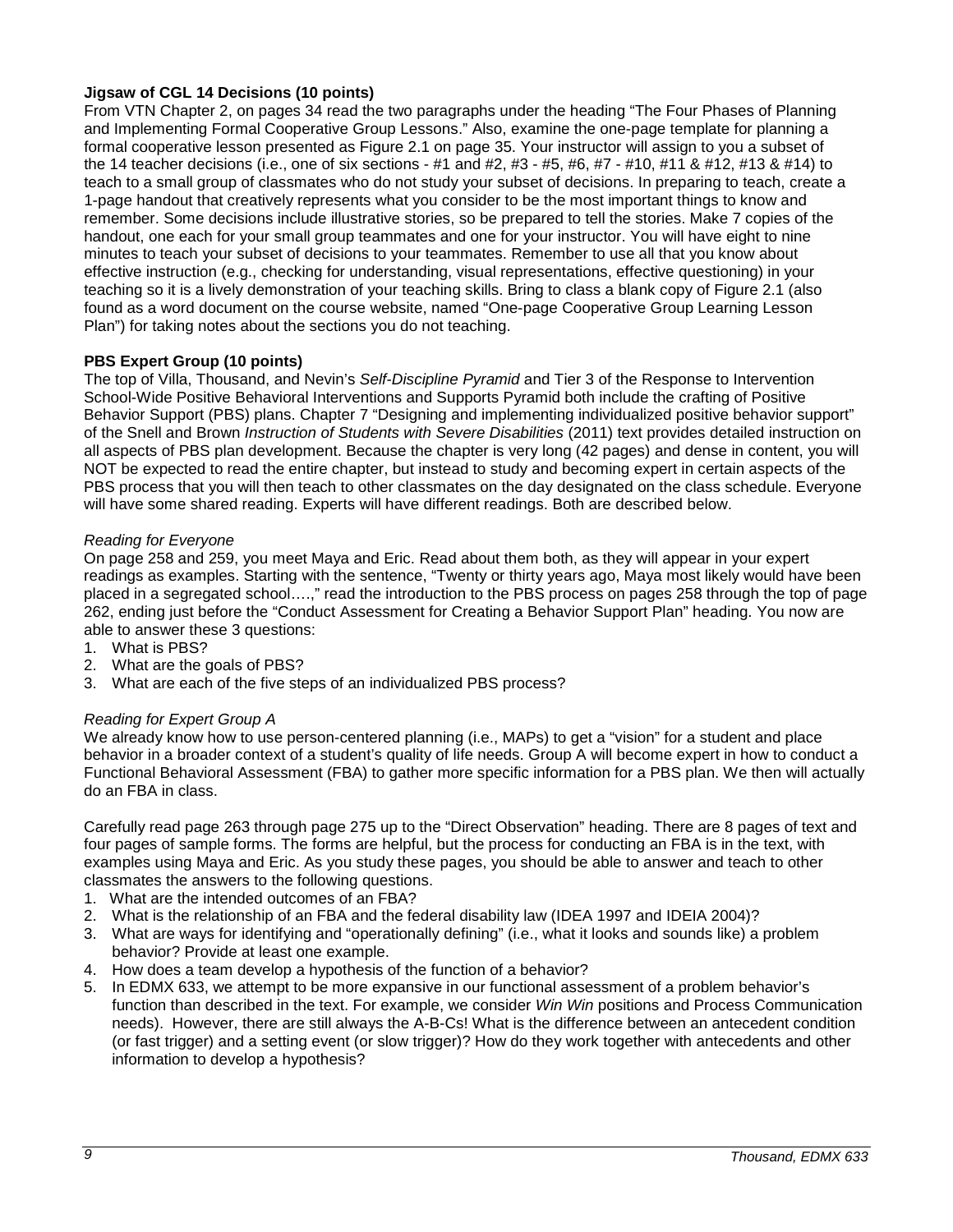**Jigsaw of CGL 14 Decisions (10 points)**

From VTN Chapter 2, on pages 34 read the two paragraphs under the heading "The Four Phases of Planning and Implementing Formal Cooperative Group Lessons." Also, examine the one-page template for planning a formal cooperative lesson presented as Figure 2.1 on page 35. Your instructor will assign to you a subset of the 14 teacher decisions (i.e., one of six sections - #1 and #2, #3 - #5, #6, #7 - #10, #11 & #12, #13 & #14) to teach to a small group of classmates who do not study your subset of decisions. In preparing to teach, create a 1-page handout that creatively represents what you consider to be the most important things to know and remember. Some decisions include illustrative stories, so be prepared to tell the stories. Make 7 copies of the handout, one each for your small group teammates and one for your instructor. You will have eight to nine minutes to teach your subset of decisions to your teammates. Remember to use all that you know about effective instruction (e.g., checking for understanding, visual representations, effective questioning) in your teaching so it is a lively demonstration of your teaching skills. Bring to class a blank copy of Figure 2.1 (also found as a word document on the course website, named "One-page Cooperative Group Learning Lesson Plan") for taking notes about the sections you do not teaching.

**PBS Expert Group (10 points)**

The top of Villa, Thousand, and Nevin's *Self-Discipline Pyramid* and Tier 3 of the Response to Intervention School-Wide Positive Behavioral Interventions and Supports Pyramid both include the crafting of Positive Behavior Support (PBS) plans. Chapter 7 "Designing and implementing individualized positive behavior support" of the Snell and Brown *Instruction of Students with Severe Disabilities* (2011) text provides detailed instruction on all aspects of PBS plan development. Because the chapter is very long (42 pages) and dense in content, you will NOT be expected to read the entire chapter, but instead to study and becoming expert in certain aspects of the PBS process that you will then teach to other classmates on the day designated on the class schedule. Everyone will have some shared reading. Experts will have different readings. Both are described below.

*Reading for Everyone*

On page 258 and 259, you meet Maya and Eric. Read about them both, as they will appear in your expert readings as examples. Starting with the sentence, "Twenty or thirty years ago, Maya most likely would have been placed in a segregated school….," read the introduction to the PBS process on pages 258 through the top of page 262, ending just before the "Conduct Assessment for Creating a Behavior Support Plan" heading. You now are able to answer these 3 questions:

1. What is PBS?
2. What are the goals of PBS?
3. What are each of the five steps of an individualized PBS process?

*Reading for Expert Group A*

We already know how to use person-centered planning (i.e., MAPs) to get a "vision" for a student and place behavior in a broader context of a student's quality of life needs. Group A will become expert in how to conduct a Functional Behavioral Assessment (FBA) to gather more specific information for a PBS plan. We then will actually do an FBA in class.

Carefully read page 263 through page 275 up to the "Direct Observation" heading. There are 8 pages of text and four pages of sample forms. The forms are helpful, but the process for conducting an FBA is in the text, with examples using Maya and Eric. As you study these pages, you should be able to answer and teach to other classmates the answers to the following questions.

1. What are the intended outcomes of an FBA?
2. What is the relationship of an FBA and the federal disability law (IDEA 1997 and IDEIA 2004)?
3. What are ways for identifying and "operationally defining" (i.e., what it looks and sounds like) a problem behavior? Provide at least one example.
4. How does a team develop a hypothesis of the function of a behavior?
5. In EDMX 633, we attempt to be more expansive in our functional assessment of a problem behavior's function than described in the text. For example, we consider *Win Win* positions and Process Communication needs). However, there are still always the A-B-Cs! What is the difference between an antecedent condition (or fast trigger) and a setting event (or slow trigger)? How do they work together with antecedents and other information to develop a hypothesis?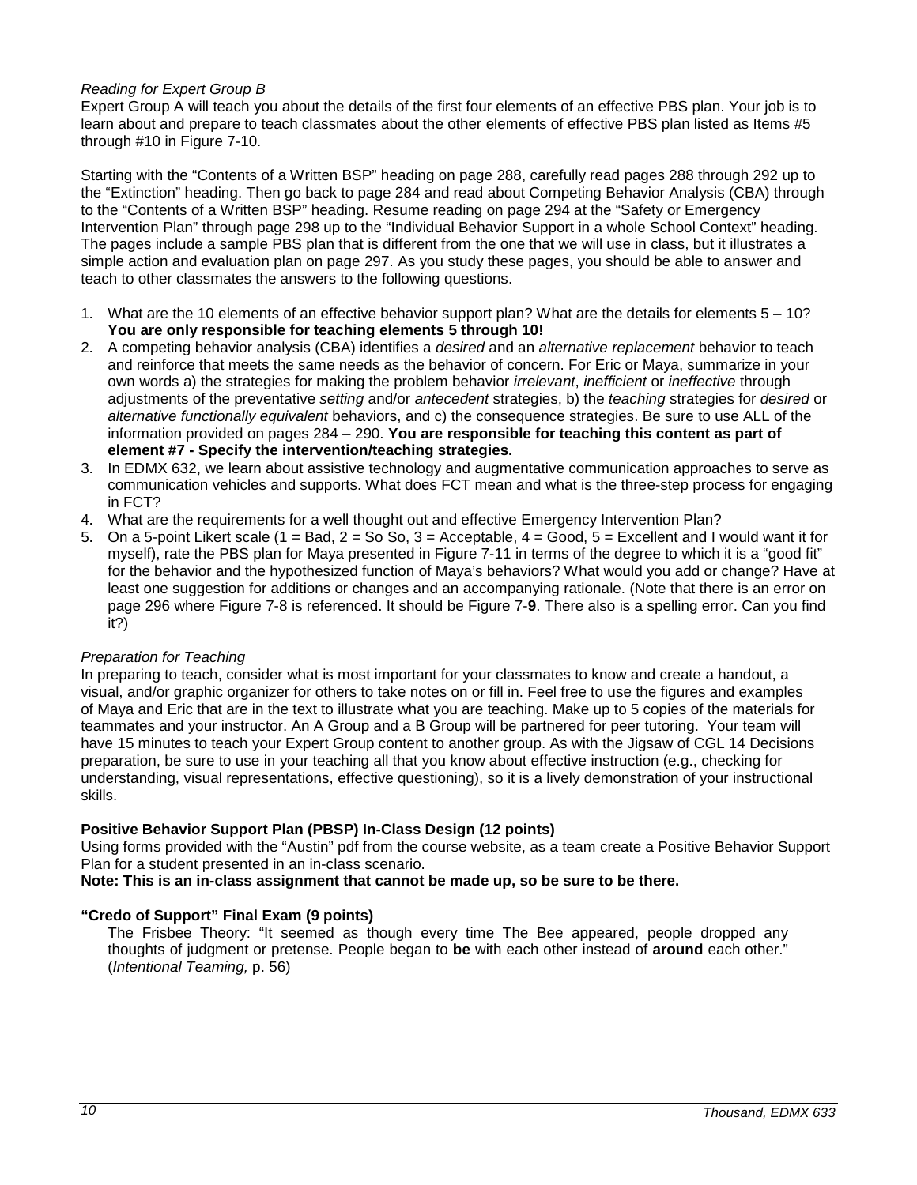*Reading for Expert Group B*

Expert Group A will teach you about the details of the first four elements of an effective PBS plan. Your job is to learn about and prepare to teach classmates about the other elements of effective PBS plan listed as Items #5 through #10 in Figure 7-10.

Starting with the "Contents of a Written BSP" heading on page 288, carefully read pages 288 through 292 up to the "Extinction" heading. Then go back to page 284 and read about Competing Behavior Analysis (CBA) through to the "Contents of a Written BSP" heading. Resume reading on page 294 at the "Safety or Emergency Intervention Plan" through page 298 up to the "Individual Behavior Support in a whole School Context" heading. The pages include a sample PBS plan that is different from the one that we will use in class, but it illustrates a simple action and evaluation plan on page 297. As you study these pages, you should be able to answer and teach to other classmates the answers to the following questions.

1. What are the 10 elements of an effective behavior support plan? What are the details for elements 5 – 10? **You are only responsible for teaching elements 5 through 10!**
2. A competing behavior analysis (CBA) identifies a *desired* and an *alternative replacement* behavior to teach and reinforce that meets the same needs as the behavior of concern. For Eric or Maya, summarize in your own words a) the strategies for making the problem behavior *irrelevant*, *inefficient* or *ineffective* through adjustments of the preventative *setting* and/or *antecedent* strategies, b) the *teaching* strategies for *desired* or *alternative functionally equivalent* behaviors, and c) the consequence strategies. Be sure to use ALL of the information provided on pages 284 – 290. **You are responsible for teaching this content as part of element #7 - Specify the intervention/teaching strategies.**
3. In EDMX 632, we learn about assistive technology and augmentative communication approaches to serve as communication vehicles and supports. What does FCT mean and what is the three-step process for engaging in FCT?
4. What are the requirements for a well thought out and effective Emergency Intervention Plan?
5. On a 5-point Likert scale (1 = Bad, 2 = So So, 3 = Acceptable, 4 = Good, 5 = Excellent and I would want it for myself), rate the PBS plan for Maya presented in Figure 7-11 in terms of the degree to which it is a "good fit" for the behavior and the hypothesized function of Maya's behaviors? What would you add or change? Have at least one suggestion for additions or changes and an accompanying rationale. (Note that there is an error on page 296 where Figure 7-8 is referenced. It should be Figure 7-**9**. There also is a spelling error. Can you find it?)

*Preparation for Teaching*

In preparing to teach, consider what is most important for your classmates to know and create a handout, a visual, and/or graphic organizer for others to take notes on or fill in. Feel free to use the figures and examples of Maya and Eric that are in the text to illustrate what you are teaching. Make up to 5 copies of the materials for teammates and your instructor. An A Group and a B Group will be partnered for peer tutoring. Your team will have 15 minutes to teach your Expert Group content to another group. As with the Jigsaw of CGL 14 Decisions preparation, be sure to use in your teaching all that you know about effective instruction (e.g., checking for understanding, visual representations, effective questioning), so it is a lively demonstration of your instructional skills.

**Positive Behavior Support Plan (PBSP) In-Class Design (12 points)**

Using forms provided with the "Austin" pdf from the course website, as a team create a Positive Behavior Support Plan for a student presented in an in-class scenario.

**Note: This is an in-class assignment that cannot be made up, so be sure to be there.**

**"Credo of Support" Final Exam (9 points)**

The Frisbee Theory: "It seemed as though every time The Bee appeared, people dropped any thoughts of judgment or pretense. People began to **be** with each other instead of **around** each other." (*Intentional Teaming,* p. 56)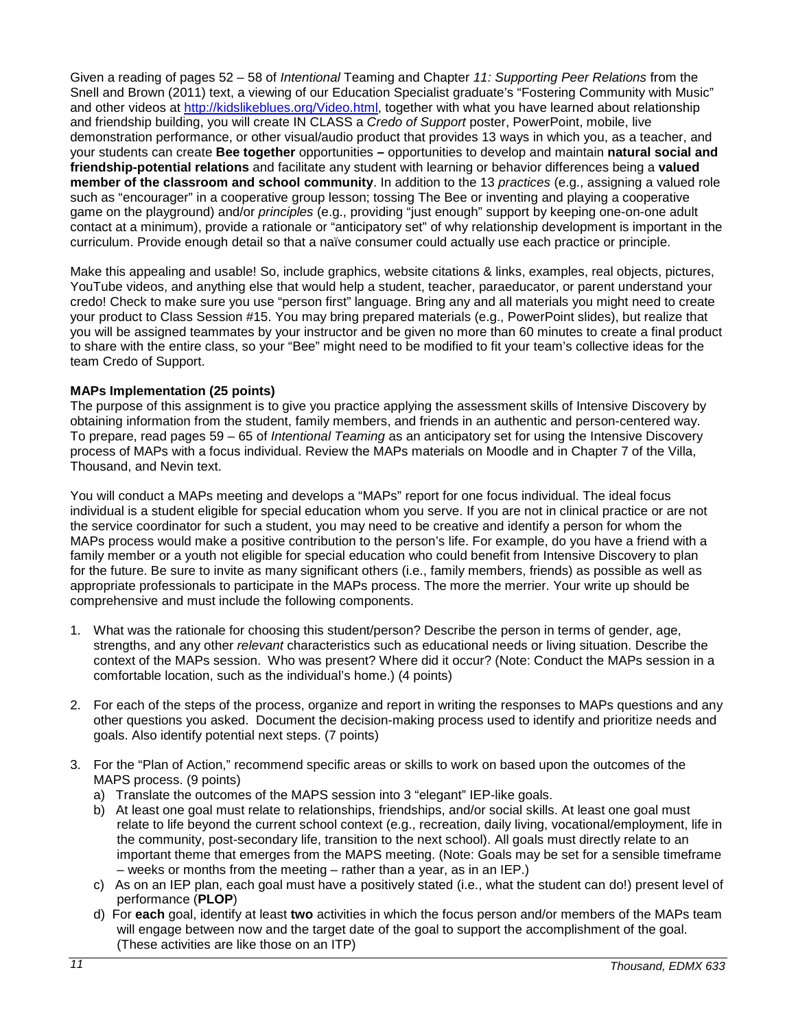Given a reading of pages 52 – 58 of *Intentional* Teaming and Chapter *11: Supporting Peer Relations* from the Snell and Brown (2011) text, a viewing of our Education Specialist graduate's "Fostering Community with Music" and other videos at http://kidslikeblues.org/Video.html, together with what you have learned about relationship and friendship building, you will create IN CLASS a *Credo of Support* poster, PowerPoint, mobile, live demonstration performance, or other visual/audio product that provides 13 ways in which you, as a teacher, and your students can create **Bee together** opportunities **–** opportunities to develop and maintain **natural social and friendship-potential relations** and facilitate any student with learning or behavior differences being a **valued member of the classroom and school community**. In addition to the 13 *practices* (e.g., assigning a valued role such as "encourager" in a cooperative group lesson; tossing The Bee or inventing and playing a cooperative game on the playground) and/or *principles* (e.g., providing "just enough" support by keeping one-on-one adult contact at a minimum), provide a rationale or "anticipatory set" of why relationship development is important in the curriculum. Provide enough detail so that a naïve consumer could actually use each practice or principle.

Make this appealing and usable! So, include graphics, website citations & links, examples, real objects, pictures, YouTube videos, and anything else that would help a student, teacher, paraeducator, or parent understand your credo! Check to make sure you use "person first" language. Bring any and all materials you might need to create your product to Class Session #15. You may bring prepared materials (e.g., PowerPoint slides), but realize that you will be assigned teammates by your instructor and be given no more than 60 minutes to create a final product to share with the entire class, so your "Bee" might need to be modified to fit your team's collective ideas for the team Credo of Support.

**MAPs Implementation (25 points)**

The purpose of this assignment is to give you practice applying the assessment skills of Intensive Discovery by obtaining information from the student, family members, and friends in an authentic and person-centered way. To prepare, read pages 59 – 65 of *Intentional Teaming* as an anticipatory set for using the Intensive Discovery process of MAPs with a focus individual. Review the MAPs materials on Moodle and in Chapter 7 of the Villa, Thousand, and Nevin text.

You will conduct a MAPs meeting and develops a "MAPs" report for one focus individual. The ideal focus individual is a student eligible for special education whom you serve. If you are not in clinical practice or are not the service coordinator for such a student, you may need to be creative and identify a person for whom the MAPs process would make a positive contribution to the person's life. For example, do you have a friend with a family member or a youth not eligible for special education who could benefit from Intensive Discovery to plan for the future. Be sure to invite as many significant others (i.e., family members, friends) as possible as well as appropriate professionals to participate in the MAPs process. The more the merrier. Your write up should be comprehensive and must include the following components.

1. What was the rationale for choosing this student/person? Describe the person in terms of gender, age, strengths, and any other *relevant* characteristics such as educational needs or living situation. Describe the context of the MAPs session. Who was present? Where did it occur? (Note: Conduct the MAPs session in a comfortable location, such as the individual's home.) (4 points)

2. For each of the steps of the process, organize and report in writing the responses to MAPs questions and any other questions you asked. Document the decision-making process used to identify and prioritize needs and goals. Also identify potential next steps. (7 points)

3. For the "Plan of Action," recommend specific areas or skills to work on based upon the outcomes of the MAPS process. (9 points)
   a) Translate the outcomes of the MAPS session into 3 "elegant" IEP-like goals.
   b) At least one goal must relate to relationships, friendships, and/or social skills. At least one goal must relate to life beyond the current school context (e.g., recreation, daily living, vocational/employment, life in the community, post-secondary life, transition to the next school). All goals must directly relate to an important theme that emerges from the MAPS meeting. (Note: Goals may be set for a sensible timeframe – weeks or months from the meeting – rather than a year, as in an IEP.)
   c) As on an IEP plan, each goal must have a positively stated (i.e., what the student can do!) present level of performance (**PLOP**)
   d) For **each** goal, identify at least **two** activities in which the focus person and/or members of the MAPs team will engage between now and the target date of the goal to support the accomplishment of the goal. (These activities are like those on an ITP)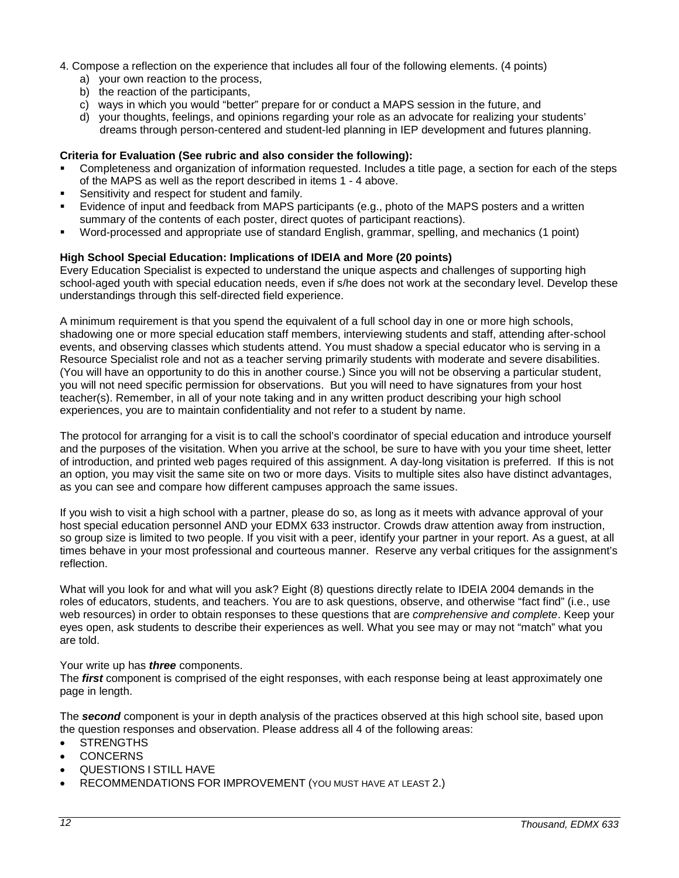4. Compose a reflection on the experience that includes all four of the following elements. (4 points)
   a) your own reaction to the process,
   b) the reaction of the participants,
   c) ways in which you would "better" prepare for or conduct a MAPS session in the future, and
   d) your thoughts, feelings, and opinions regarding your role as an advocate for realizing your students' dreams through person-centered and student-led planning in IEP development and futures planning.

**Criteria for Evaluation (See rubric and also consider the following):**

- Completeness and organization of information requested. Includes a title page, a section for each of the steps of the MAPS as well as the report described in items 1 - 4 above.
- Sensitivity and respect for student and family.
- Evidence of input and feedback from MAPS participants (e.g., photo of the MAPS posters and a written summary of the contents of each poster, direct quotes of participant reactions).
- Word-processed and appropriate use of standard English, grammar, spelling, and mechanics (1 point)

**High School Special Education: Implications of IDEIA and More (20 points)**

Every Education Specialist is expected to understand the unique aspects and challenges of supporting high school-aged youth with special education needs, even if s/he does not work at the secondary level. Develop these understandings through this self-directed field experience.

A minimum requirement is that you spend the equivalent of a full school day in one or more high schools, shadowing one or more special education staff members, interviewing students and staff, attending after-school events, and observing classes which students attend. You must shadow a special educator who is serving in a Resource Specialist role and not as a teacher serving primarily students with moderate and severe disabilities. (You will have an opportunity to do this in another course.) Since you will not be observing a particular student, you will not need specific permission for observations. But you will need to have signatures from your host teacher(s). Remember, in all of your note taking and in any written product describing your high school experiences, you are to maintain confidentiality and not refer to a student by name.

The protocol for arranging for a visit is to call the school's coordinator of special education and introduce yourself and the purposes of the visitation. When you arrive at the school, be sure to have with you your time sheet, letter of introduction, and printed web pages required of this assignment. A day-long visitation is preferred. If this is not an option, you may visit the same site on two or more days. Visits to multiple sites also have distinct advantages, as you can see and compare how different campuses approach the same issues.

If you wish to visit a high school with a partner, please do so, as long as it meets with advance approval of your host special education personnel AND your EDMX 633 instructor. Crowds draw attention away from instruction, so group size is limited to two people. If you visit with a peer, identify your partner in your report. As a guest, at all times behave in your most professional and courteous manner. Reserve any verbal critiques for the assignment's reflection.

What will you look for and what will you ask? Eight (8) questions directly relate to IDEIA 2004 demands in the roles of educators, students, and teachers. You are to ask questions, observe, and otherwise "fact find" (i.e., use web resources) in order to obtain responses to these questions that are *comprehensive and complete*. Keep your eyes open, ask students to describe their experiences as well. What you see may or may not "match" what you are told.

Your write up has ***three*** components.

The ***first*** component is comprised of the eight responses, with each response being at least approximately one page in length.

The ***second*** component is your in depth analysis of the practices observed at this high school site, based upon the question responses and observation. Please address all 4 of the following areas:

- STRENGTHS
- CONCERNS
- QUESTIONS I STILL HAVE
- RECOMMENDATIONS FOR IMPROVEMENT (YOU MUST HAVE AT LEAST 2.)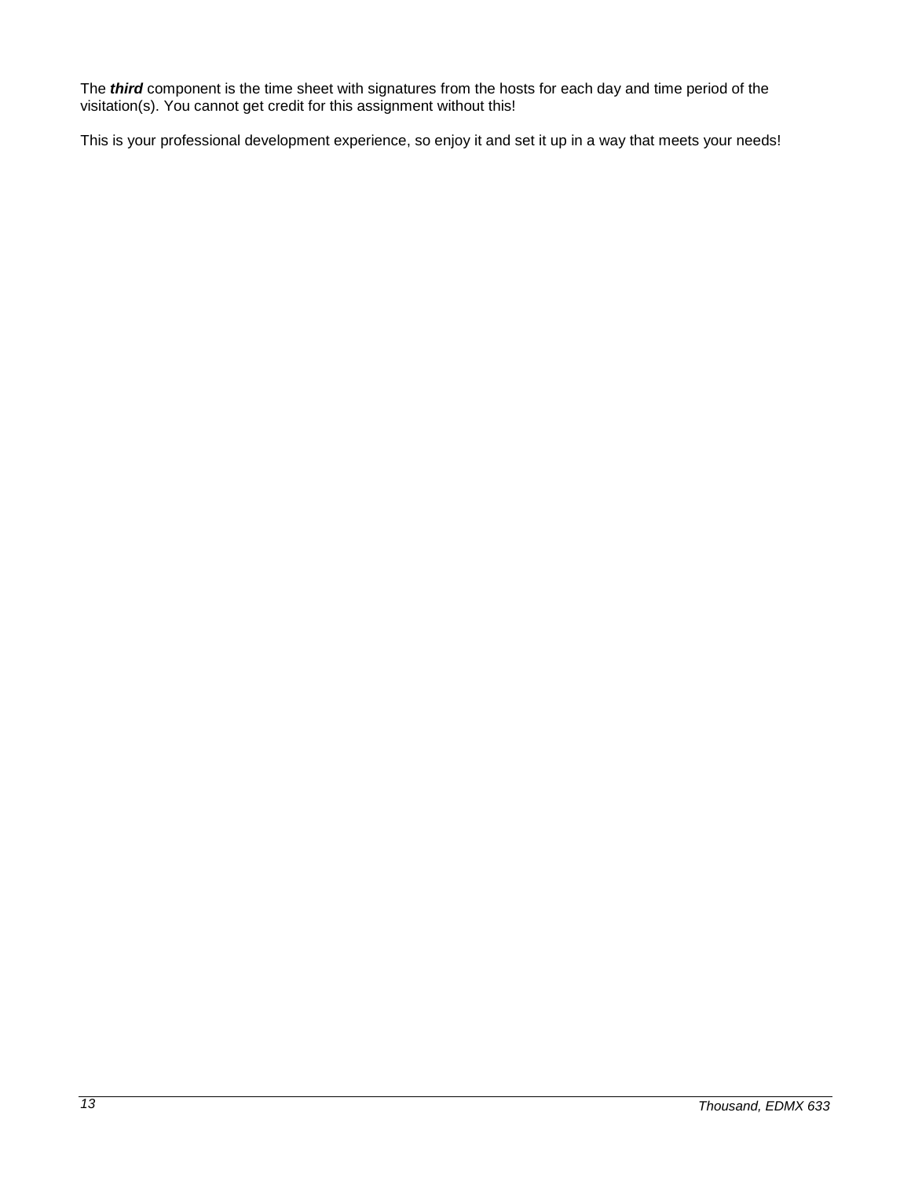The ***third*** component is the time sheet with signatures from the hosts for each day and time period of the visitation(s). You cannot get credit for this assignment without this!

This is your professional development experience, so enjoy it and set it up in a way that meets your needs!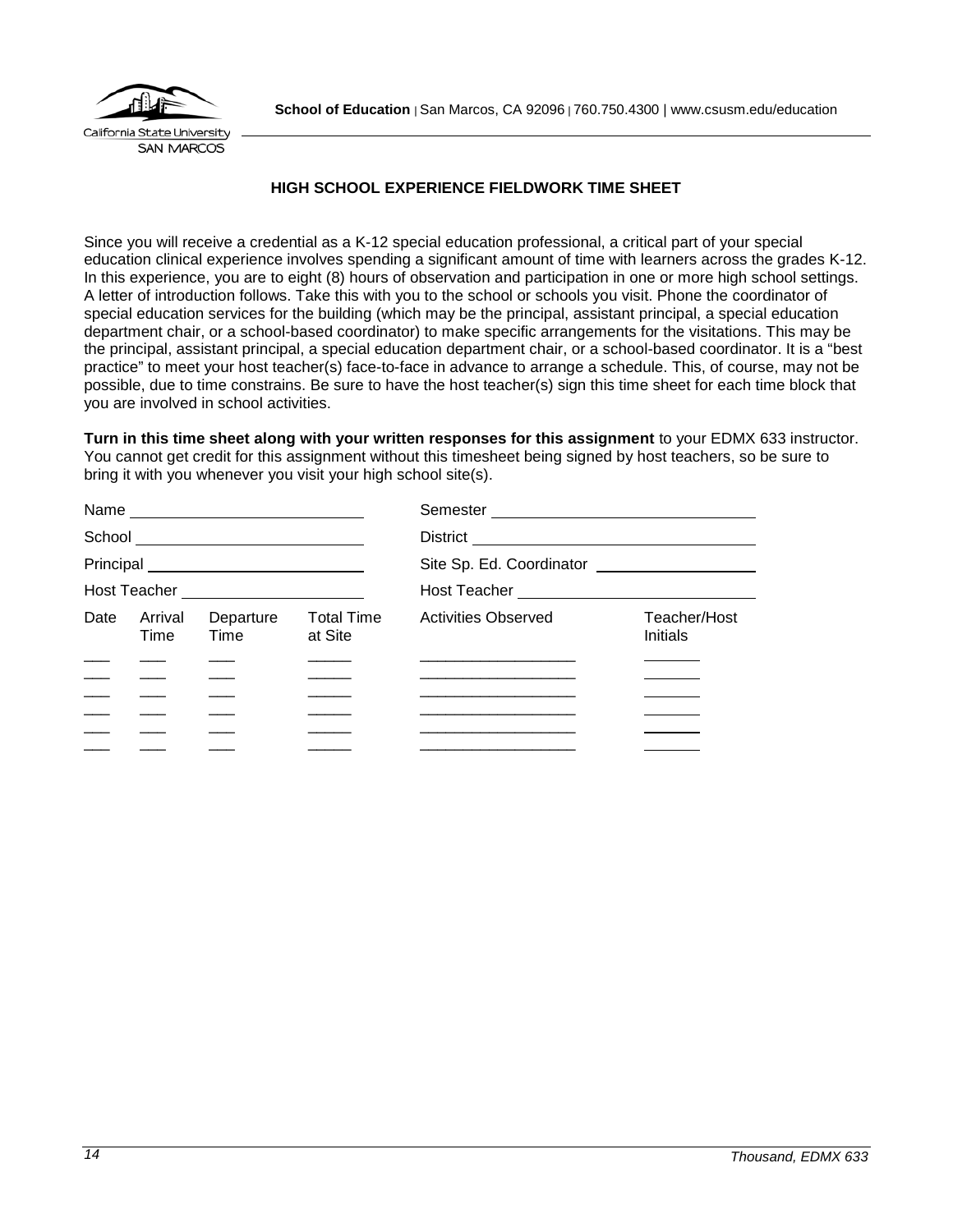**School of Education** | San Marcos, CA 92096 | 760.750.4300 | www.csusm.edu/education

California State University
SAN MARCOS

## HIGH SCHOOL EXPERIENCE FIELDWORK TIME SHEET

Since you will receive a credential as a K-12 special education professional, a critical part of your special education clinical experience involves spending a significant amount of time with learners across the grades K-12. In this experience, you are to eight (8) hours of observation and participation in one or more high school settings. A letter of introduction follows. Take this with you to the school or schools you visit. Phone the coordinator of special education services for the building (which may be the principal, assistant principal, a special education department chair, or a school-based coordinator) to make specific arrangements for the visitations. This may be the principal, assistant principal, a special education department chair, or a school-based coordinator. It is a "best practice" to meet your host teacher(s) face-to-face in advance to arrange a schedule. This, of course, may not be possible, due to time constrains. Be sure to have the host teacher(s) sign this time sheet for each time block that you are involved in school activities.

**Turn in this time sheet along with your written responses for this assignment** to your EDMX 633 instructor. You cannot get credit for this assignment without this timesheet being signed by host teachers, so be sure to bring it with you whenever you visit your high school site(s).

Name ____________________________ Semester ______________________________

School ___________________________ District _______________________________

Principal _________________________ Site Sp. Ed. Coordinator __________________

Host Teacher ______________________ Host Teacher ___________________________

| Date | Arrival Time | Departure Time | Total Time at Site | Activities Observed | Teacher/Host Initials |
|---|---|---|---|---|---|
| ___ | ___ | ___ | _____ | __________________ | _______ |
| ___ | ___ | ___ | _____ | __________________ | _______ |
| ___ | ___ | ___ | _____ | __________________ | _______ |
| ___ | ___ | ___ | _____ | __________________ | _______ |
| ___ | ___ | ___ | _____ | __________________ | _______ |
| ___ | ___ | ___ | _____ | __________________ | _______ |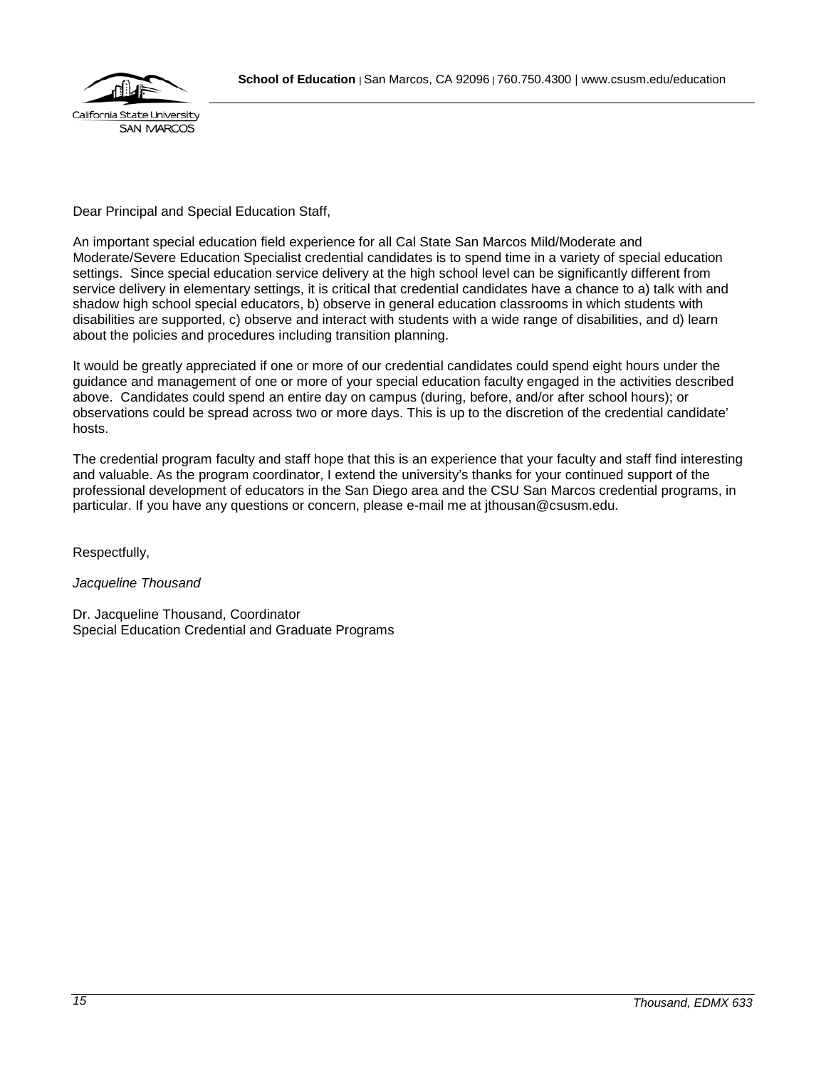**School of Education** | San Marcos, CA 92096 | 760.750.4300 | www.csusm.edu/education

California State University
SAN MARCOS

Dear Principal and Special Education Staff,

An important special education field experience for all Cal State San Marcos Mild/Moderate and Moderate/Severe Education Specialist credential candidates is to spend time in a variety of special education settings. Since special education service delivery at the high school level can be significantly different from service delivery in elementary settings, it is critical that credential candidates have a chance to a) talk with and shadow high school special educators, b) observe in general education classrooms in which students with disabilities are supported, c) observe and interact with students with a wide range of disabilities, and d) learn about the policies and procedures including transition planning.

It would be greatly appreciated if one or more of our credential candidates could spend eight hours under the guidance and management of one or more of your special education faculty engaged in the activities described above. Candidates could spend an entire day on campus (during, before, and/or after school hours); or observations could be spread across two or more days. This is up to the discretion of the credential candidate' hosts.

The credential program faculty and staff hope that this is an experience that your faculty and staff find interesting and valuable. As the program coordinator, I extend the university's thanks for your continued support of the professional development of educators in the San Diego area and the CSU San Marcos credential programs, in particular. If you have any questions or concern, please e-mail me at jthousan@csusm.edu.

Respectfully,

*Jacqueline Thousand*

Dr. Jacqueline Thousand, Coordinator
Special Education Credential and Graduate Programs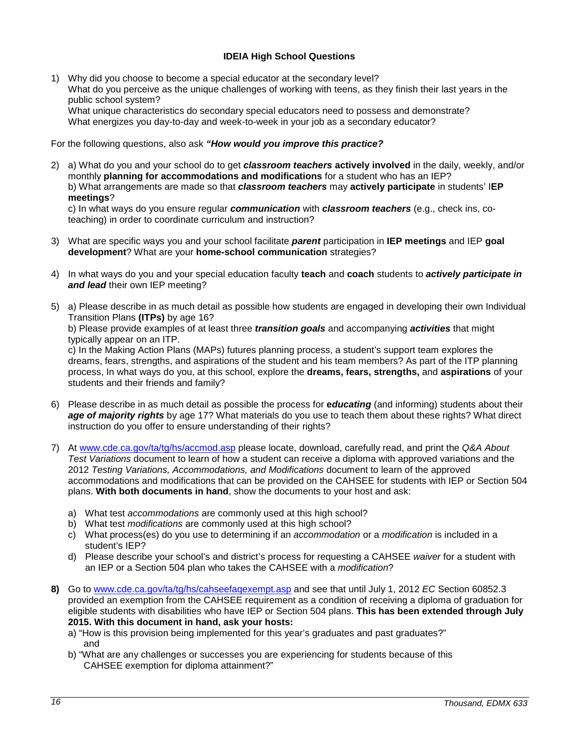### IDEIA High School Questions

1) Why did you choose to become a special educator at the secondary level?
   What do you perceive as the unique challenges of working with teens, as they finish their last years in the public school system?
   What unique characteristics do secondary special educators need to possess and demonstrate?
   What energizes you day-to-day and week-to-week in your job as a secondary educator?

For the following questions, also ask ***"How would you improve this practice?***

2) a) What do you and your school do to get ***classroom teachers*** **actively involved** in the daily, weekly, and/or monthly **planning for accommodations and modifications** for a student who has an IEP?
   b) What arrangements are made so that ***classroom teachers*** may **actively participate** in students' I**EP meetings**?
   c) In what ways do you ensure regular ***communication*** with ***classroom teachers*** (e.g., check ins, co-teaching) in order to coordinate curriculum and instruction?

3) What are specific ways you and your school facilitate ***parent*** participation in **IEP meetings** and IEP **goal development**? What are your **home-school communication** strategies?

4) In what ways do you and your special education faculty **teach** and **coach** students to ***actively participate in and lead*** their own IEP meeting?

5) a) Please describe in as much detail as possible how students are engaged in developing their own Individual Transition Plans **(ITPs)** by age 16?
   b) Please provide examples of at least three ***transition goals*** and accompanying ***activities*** that might typically appear on an ITP.
   c) In the Making Action Plans (MAPs) futures planning process, a student's support team explores the dreams, fears, strengths, and aspirations of the student and his team members? As part of the ITP planning process, In what ways do you, at this school, explore the **dreams, fears, strengths,** and **aspirations** of your students and their friends and family?

6) Please describe in as much detail as possible the process for ***educating*** (and informing) students about their ***age of majority rights*** by age 17? What materials do you use to teach them about these rights? What direct instruction do you offer to ensure understanding of their rights?

7) At www.cde.ca.gov/ta/tg/hs/accmod.asp please locate, download, carefully read, and print the *Q&A About Test Variations* document to learn of how a student can receive a diploma with approved variations and the 2012 *Testing Variations, Accommodations, and Modifications* document to learn of the approved accommodations and modifications that can be provided on the CAHSEE for students with IEP or Section 504 plans. **With both documents in hand**, show the documents to your host and ask:

   a) What test *accommodations* are commonly used at this high school?
   b) What test *modifications* are commonly used at this high school?
   c) What process(es) do you use to determining if an *accommodation* or a *modification* is included in a student's IEP?
   d) Please describe your school's and district's process for requesting a CAHSEE *waiver* for a student with an IEP or a Section 504 plan who takes the CAHSEE with a *modification*?

**8)** Go to www.cde.ca.gov/ta/tg/hs/cahseefaqexempt.asp and see that until July 1, 2012 *EC* Section 60852.3 provided an exemption from the CAHSEE requirement as a condition of receiving a diploma of graduation for eligible students with disabilities who have IEP or Section 504 plans. **This has been extended through July 2015. With this document in hand, ask your hosts:**
   a) "How is this provision being implemented for this year's graduates and past graduates?"
      and
   b) "What are any challenges or successes you are experiencing for students because of this CAHSEE exemption for diploma attainment?"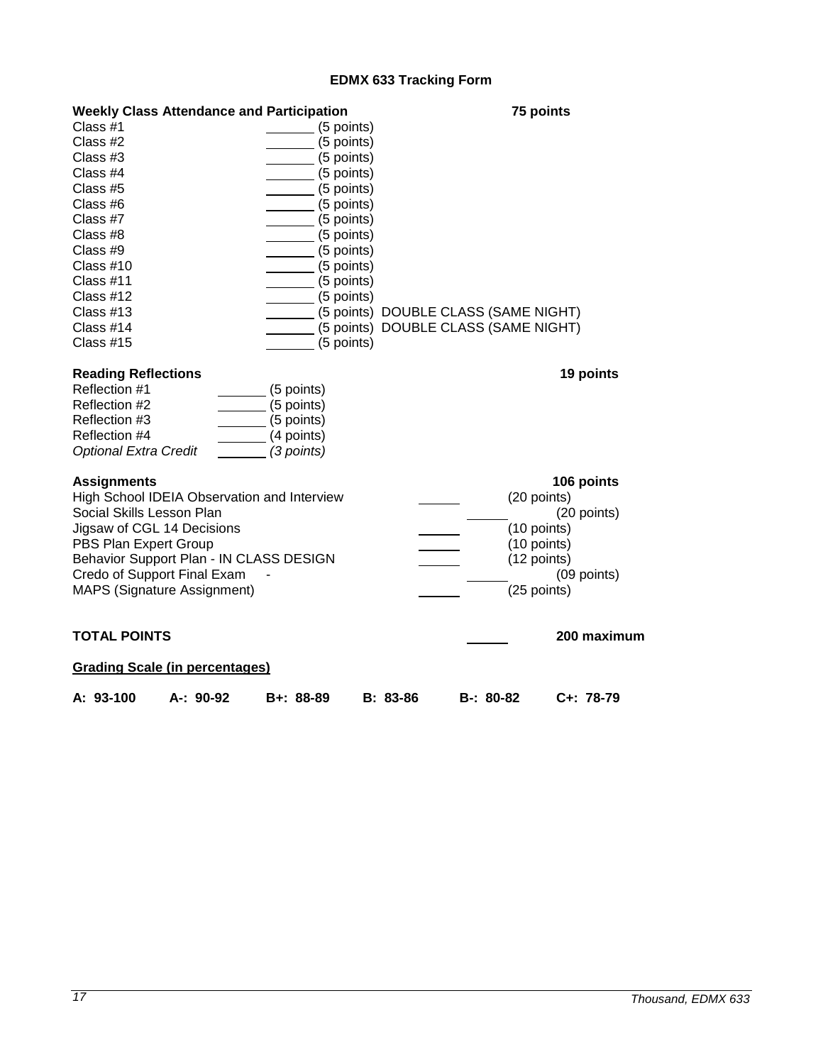# EDMX 633 Tracking Form

| **Weekly Class Attendance and Participation** | | **75 points** |
|---|---|---|
| Class #1 | _______ (5 points) | |
| Class #2 | _______ (5 points) | |
| Class #3 | _______ (5 points) | |
| Class #4 | _______ (5 points) | |
| Class #5 | _______ (5 points) | |
| Class #6 | _______ (5 points) | |
| Class #7 | _______ (5 points) | |
| Class #8 | _______ (5 points) | |
| Class #9 | _______ (5 points) | |
| Class #10 | _______ (5 points) | |
| Class #11 | _______ (5 points) | |
| Class #12 | _______ (5 points) | |
| Class #13 | _______ (5 points) DOUBLE CLASS (SAME NIGHT) | |
| Class #14 | _______ (5 points) DOUBLE CLASS (SAME NIGHT) | |
| Class #15 | _______ (5 points) | |

| **Reading Reflections** | | **19 points** |
|---|---|---|
| Reflection #1 | _______ (5 points) | |
| Reflection #2 | _______ (5 points) | |
| Reflection #3 | _______ (5 points) | |
| Reflection #4 | _______ (4 points) | |
| *Optional Extra Credit* | _______ *(3 points)* | |

| **Assignments** | | **106 points** |
|---|---|---|
| High School IDEIA Observation and Interview | ______ | (20 points) |
| Social Skills Lesson Plan | ______ | (20 points) |
| Jigsaw of CGL 14 Decisions | ______ | (10 points) |
| PBS Plan Expert Group | ______ | (10 points) |
| Behavior Support Plan - IN CLASS DESIGN | ______ | (12 points) |
| Credo of Support Final Exam - | ______ | (09 points) |
| MAPS (Signature Assignment) | ______ | (25 points) |

**TOTAL POINTS** ______ **200 maximum**

**<u>Grading Scale (in percentages)</u>**

**A: 93-100 A-: 90-92 B+: 88-89 B: 83-86 B-: 80-82 C+: 78-79**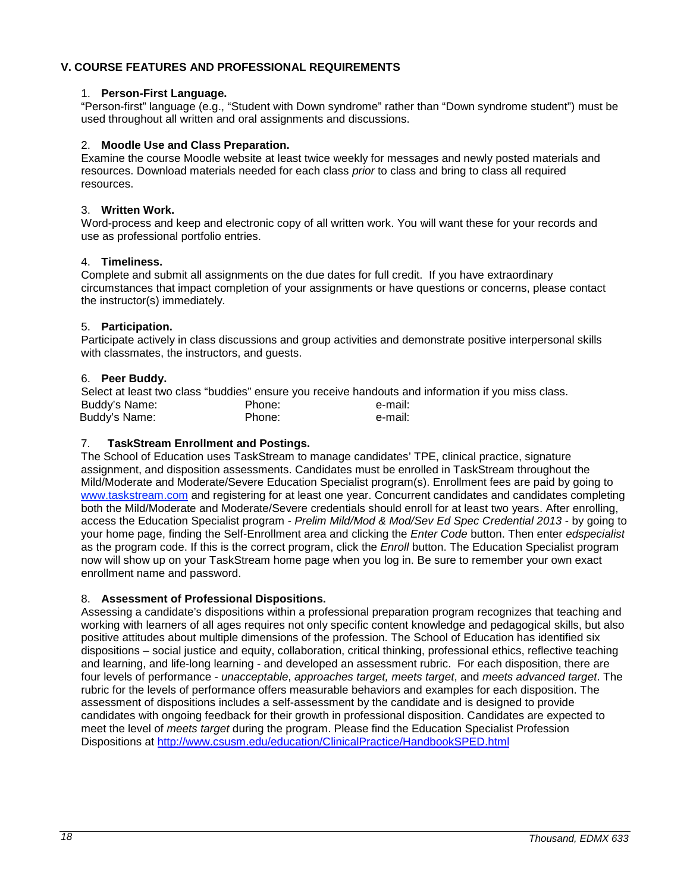## V. COURSE FEATURES AND PROFESSIONAL REQUIREMENTS

1. **Person-First Language.**
"Person-first" language (e.g., "Student with Down syndrome" rather than "Down syndrome student") must be used throughout all written and oral assignments and discussions.

2. **Moodle Use and Class Preparation.**
Examine the course Moodle website at least twice weekly for messages and newly posted materials and resources. Download materials needed for each class *prior* to class and bring to class all required resources.

3. **Written Work.**
Word-process and keep and electronic copy of all written work. You will want these for your records and use as professional portfolio entries.

4. **Timeliness.**
Complete and submit all assignments on the due dates for full credit. If you have extraordinary circumstances that impact completion of your assignments or have questions or concerns, please contact the instructor(s) immediately.

5. **Participation.**
Participate actively in class discussions and group activities and demonstrate positive interpersonal skills with classmates, the instructors, and guests.

6. **Peer Buddy.**
Select at least two class "buddies" ensure you receive handouts and information if you miss class.

| Buddy's Name: | Phone: | e-mail: |
|---|---|---|
| Buddy's Name: | Phone: | e-mail: |

7. **TaskStream Enrollment and Postings.**
The School of Education uses TaskStream to manage candidates' TPE, clinical practice, signature assignment, and disposition assessments. Candidates must be enrolled in TaskStream throughout the Mild/Moderate and Moderate/Severe Education Specialist program(s). Enrollment fees are paid by going to [www.taskstream.com](http://www.taskstream.com) and registering for at least one year. Concurrent candidates and candidates completing both the Mild/Moderate and Moderate/Severe credentials should enroll for at least two years. After enrolling, access the Education Specialist program - *Prelim Mild/Mod & Mod/Sev Ed Spec Credential 2013* - by going to your home page, finding the Self-Enrollment area and clicking the *Enter Code* button. Then enter *edspecialist* as the program code. If this is the correct program, click the *Enroll* button. The Education Specialist program now will show up on your TaskStream home page when you log in. Be sure to remember your own exact enrollment name and password.

8. **Assessment of Professional Dispositions.**
Assessing a candidate's dispositions within a professional preparation program recognizes that teaching and working with learners of all ages requires not only specific content knowledge and pedagogical skills, but also positive attitudes about multiple dimensions of the profession. The School of Education has identified six dispositions – social justice and equity, collaboration, critical thinking, professional ethics, reflective teaching and learning, and life-long learning - and developed an assessment rubric. For each disposition, there are four levels of performance - *unacceptable*, *approaches target, meets target*, and *meets advanced target*. The rubric for the levels of performance offers measurable behaviors and examples for each disposition. The assessment of dispositions includes a self-assessment by the candidate and is designed to provide candidates with ongoing feedback for their growth in professional disposition. Candidates are expected to meet the level of *meets target* during the program. Please find the Education Specialist Profession Dispositions at [http://www.csusm.edu/education/ClinicalPractice/HandbookSPED.html](http://www.csusm.edu/education/ClinicalPractice/HandbookSPED.html)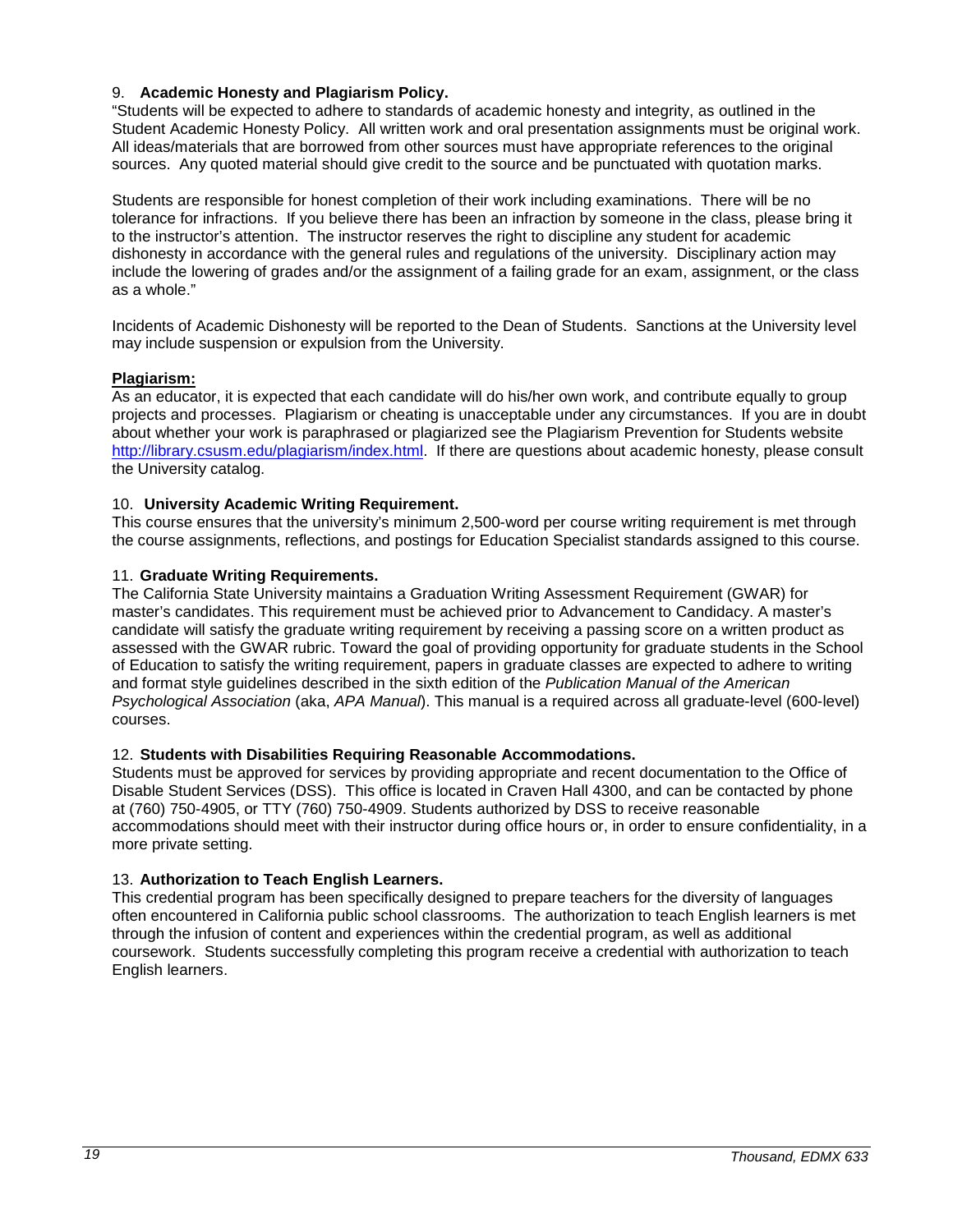### 9. **Academic Honesty and Plagiarism Policy.**

"Students will be expected to adhere to standards of academic honesty and integrity, as outlined in the Student Academic Honesty Policy. All written work and oral presentation assignments must be original work. All ideas/materials that are borrowed from other sources must have appropriate references to the original sources. Any quoted material should give credit to the source and be punctuated with quotation marks.

Students are responsible for honest completion of their work including examinations. There will be no tolerance for infractions. If you believe there has been an infraction by someone in the class, please bring it to the instructor's attention. The instructor reserves the right to discipline any student for academic dishonesty in accordance with the general rules and regulations of the university. Disciplinary action may include the lowering of grades and/or the assignment of a failing grade for an exam, assignment, or the class as a whole."

Incidents of Academic Dishonesty will be reported to the Dean of Students. Sanctions at the University level may include suspension or expulsion from the University.

**Plagiarism:**

As an educator, it is expected that each candidate will do his/her own work, and contribute equally to group projects and processes. Plagiarism or cheating is unacceptable under any circumstances. If you are in doubt about whether your work is paraphrased or plagiarized see the Plagiarism Prevention for Students website http://library.csusm.edu/plagiarism/index.html. If there are questions about academic honesty, please consult the University catalog.

### 10. **University Academic Writing Requirement.**

This course ensures that the university's minimum 2,500-word per course writing requirement is met through the course assignments, reflections, and postings for Education Specialist standards assigned to this course.

### 11. **Graduate Writing Requirements.**

The California State University maintains a Graduation Writing Assessment Requirement (GWAR) for master's candidates. This requirement must be achieved prior to Advancement to Candidacy. A master's candidate will satisfy the graduate writing requirement by receiving a passing score on a written product as assessed with the GWAR rubric. Toward the goal of providing opportunity for graduate students in the School of Education to satisfy the writing requirement, papers in graduate classes are expected to adhere to writing and format style guidelines described in the sixth edition of the *Publication Manual of the American Psychological Association* (aka, *APA Manual*). This manual is a required across all graduate-level (600-level) courses.

### 12. **Students with Disabilities Requiring Reasonable Accommodations.**

Students must be approved for services by providing appropriate and recent documentation to the Office of Disable Student Services (DSS). This office is located in Craven Hall 4300, and can be contacted by phone at (760) 750-4905, or TTY (760) 750-4909. Students authorized by DSS to receive reasonable accommodations should meet with their instructor during office hours or, in order to ensure confidentiality, in a more private setting.

### 13. **Authorization to Teach English Learners.**

This credential program has been specifically designed to prepare teachers for the diversity of languages often encountered in California public school classrooms. The authorization to teach English learners is met through the infusion of content and experiences within the credential program, as well as additional coursework. Students successfully completing this program receive a credential with authorization to teach English learners.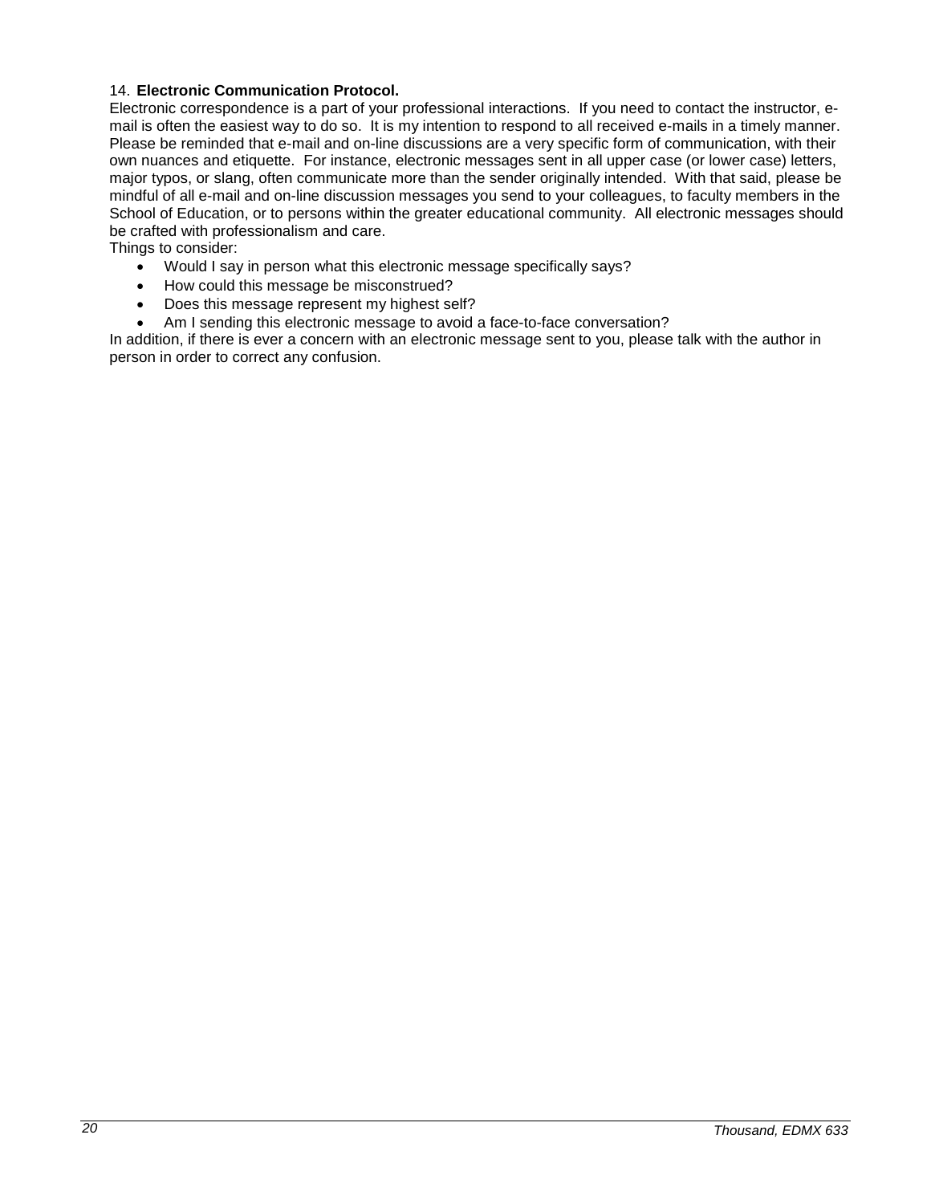14. **Electronic Communication Protocol.**

Electronic correspondence is a part of your professional interactions. If you need to contact the instructor, e-mail is often the easiest way to do so. It is my intention to respond to all received e-mails in a timely manner. Please be reminded that e-mail and on-line discussions are a very specific form of communication, with their own nuances and etiquette. For instance, electronic messages sent in all upper case (or lower case) letters, major typos, or slang, often communicate more than the sender originally intended. With that said, please be mindful of all e-mail and on-line discussion messages you send to your colleagues, to faculty members in the School of Education, or to persons within the greater educational community. All electronic messages should be crafted with professionalism and care.

Things to consider:

- Would I say in person what this electronic message specifically says?
- How could this message be misconstrued?
- Does this message represent my highest self?
- Am I sending this electronic message to avoid a face-to-face conversation?

In addition, if there is ever a concern with an electronic message sent to you, please talk with the author in person in order to correct any confusion.